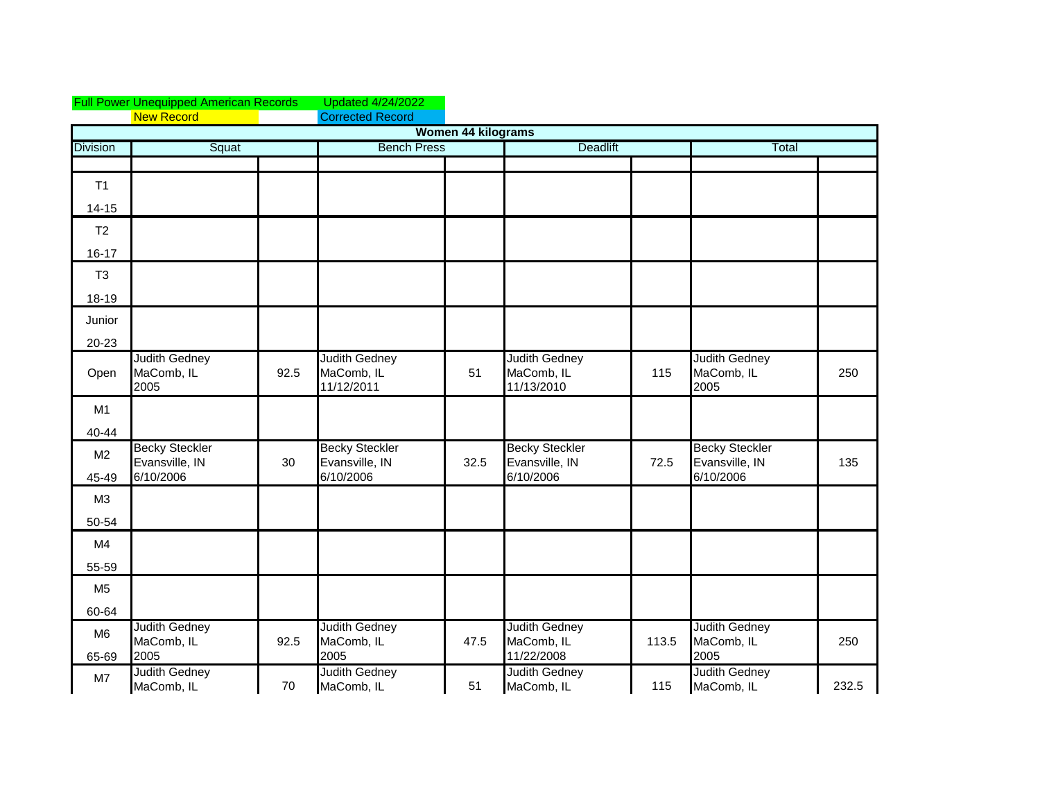Full Power Unequipped American Records Updated 4/24/2022

New Record

Corrected Record

| Women 44 kilograms | | | | | | | | |
|---|---|---|---|---|---|---|---|---|
| Division | Squat | | Bench Press | | Deadlift | | Total | |
| | | | | | | | | |
| T1 14-15 | | | | | | | | |
| T2 16-17 | | | | | | | | |
| T3 18-19 | | | | | | | | |
| Junior 20-23 | | | | | | | | |
| Open | Judith Gedney MaComb, IL 2005 | 92.5 | Judith Gedney MaComb, IL 11/12/2011 | 51 | Judith Gedney MaComb, IL 11/13/2010 | 115 | Judith Gedney MaComb, IL 2005 | 250 |
| M1 40-44 | | | | | | | | |
| M2 45-49 | Becky Steckler Evansville, IN 6/10/2006 | 30 | Becky Steckler Evansville, IN 6/10/2006 | 32.5 | Becky Steckler Evansville, IN 6/10/2006 | 72.5 | Becky Steckler Evansville, IN 6/10/2006 | 135 |
| M3 50-54 | | | | | | | | |
| M4 55-59 | | | | | | | | |
| M5 60-64 | | | | | | | | |
| M6 65-69 | Judith Gedney MaComb, IL 2005 | 92.5 | Judith Gedney MaComb, IL 2005 | 47.5 | Judith Gedney MaComb, IL 11/22/2008 | 113.5 | Judith Gedney MaComb, IL 2005 | 250 |
| M7 | Judith Gedney MaComb, IL | 70 | Judith Gedney MaComb, IL | 51 | Judith Gedney MaComb, IL | 115 | Judith Gedney MaComb, IL | 232.5 |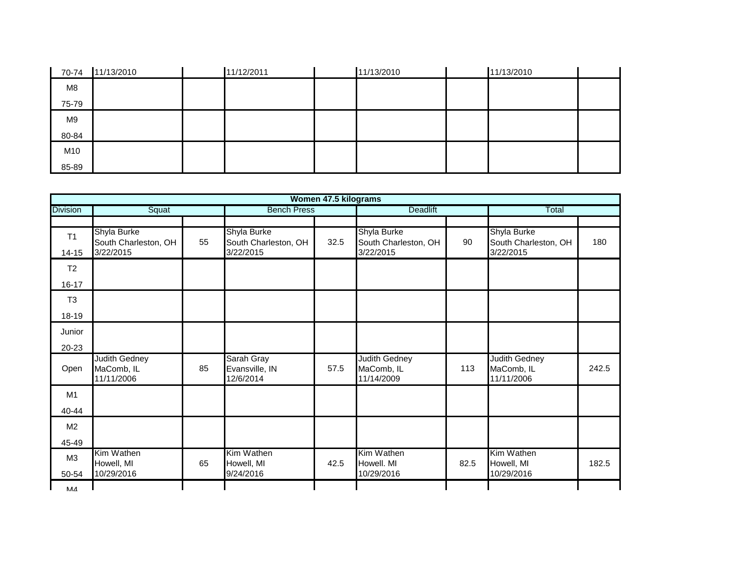| 70-74 | 11/13/2010 | | 11/12/2011 | | 11/13/2010 | | 11/13/2010 | |
|---|---|---|---|---|---|---|---|---|
| M8 75-79 | | | | | | | | |
| M9 80-84 | | | | | | | | |
| M10 85-89 | | | | | | | | |

| Women 47.5 kilograms | | | | | | | | |
|---|---|---|---|---|---|---|---|---|
| Division | Squat | | Bench Press | | Deadlift | | Total | |
| | | | | | | | | |
| T1 14-15 | Shyla Burke South Charleston, OH 3/22/2015 | 55 | Shyla Burke South Charleston, OH 3/22/2015 | 32.5 | Shyla Burke South Charleston, OH 3/22/2015 | 90 | Shyla Burke South Charleston, OH 3/22/2015 | 180 |
| T2 16-17 | | | | | | | | |
| T3 18-19 | | | | | | | | |
| Junior 20-23 | | | | | | | | |
| Open | Judith Gedney MaComb, IL 11/11/2006 | 85 | Sarah Gray Evansville, IN 12/6/2014 | 57.5 | Judith Gedney MaComb, IL 11/14/2009 | 113 | Judith Gedney MaComb, IL 11/11/2006 | 242.5 |
| M1 40-44 | | | | | | | | |
| M2 45-49 | | | | | | | | |
| M3 50-54 | Kim Wathen Howell, MI 10/29/2016 | 65 | Kim Wathen Howell, MI 9/24/2016 | 42.5 | Kim Wathen Howell. MI 10/29/2016 | 82.5 | Kim Wathen Howell, MI 10/29/2016 | 182.5 |
| M4 | | | | | | | | |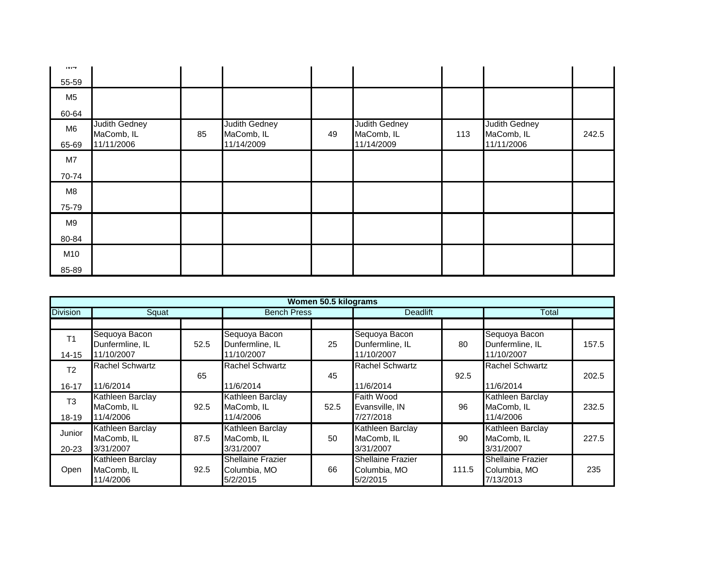| | | | | | | | | |
|---|---|---|---|---|---|---|---|---|
| M4 55-59 | | | | | | | | |
| M5 60-64 | | | | | | | | |
| M6 65-69 | Judith Gedney MaComb, IL 11/11/2006 | 85 | Judith Gedney MaComb, IL 11/14/2009 | 49 | Judith Gedney MaComb, IL 11/14/2009 | 113 | Judith Gedney MaComb, IL 11/11/2006 | 242.5 |
| M7 70-74 | | | | | | | | |
| M8 75-79 | | | | | | | | |
| M9 80-84 | | | | | | | | |
| M10 85-89 | | | | | | | | |

| Women 50.5 kilograms | | | | | | | | |
|---|---|---|---|---|---|---|---|---|
| Division | Squat | | Bench Press | | Deadlift | | Total | |
| | | | | | | | | |
| T1 14-15 | Sequoya Bacon Dunfermline, IL 11/10/2007 | 52.5 | Sequoya Bacon Dunfermline, IL 11/10/2007 | 25 | Sequoya Bacon Dunfermline, IL 11/10/2007 | 80 | Sequoya Bacon Dunfermline, IL 11/10/2007 | 157.5 |
| T2 16-17 | Rachel Schwartz 11/6/2014 | 65 | Rachel Schwartz 11/6/2014 | 45 | Rachel Schwartz 11/6/2014 | 92.5 | Rachel Schwartz 11/6/2014 | 202.5 |
| T3 18-19 | Kathleen Barclay MaComb, IL 11/4/2006 | 92.5 | Kathleen Barclay MaComb, IL 11/4/2006 | 52.5 | Faith Wood Evansville, IN 7/27/2018 | 96 | Kathleen Barclay MaComb, IL 11/4/2006 | 232.5 |
| Junior 20-23 | Kathleen Barclay MaComb, IL 3/31/2007 | 87.5 | Kathleen Barclay MaComb, IL 3/31/2007 | 50 | Kathleen Barclay MaComb, IL 3/31/2007 | 90 | Kathleen Barclay MaComb, IL 3/31/2007 | 227.5 |
| Open | Kathleen Barclay MaComb, IL 11/4/2006 | 92.5 | Shellaine Frazier Columbia, MO 5/2/2015 | 66 | Shellaine Frazier Columbia, MO 5/2/2015 | 111.5 | Shellaine Frazier Columbia, MO 7/13/2013 | 235 |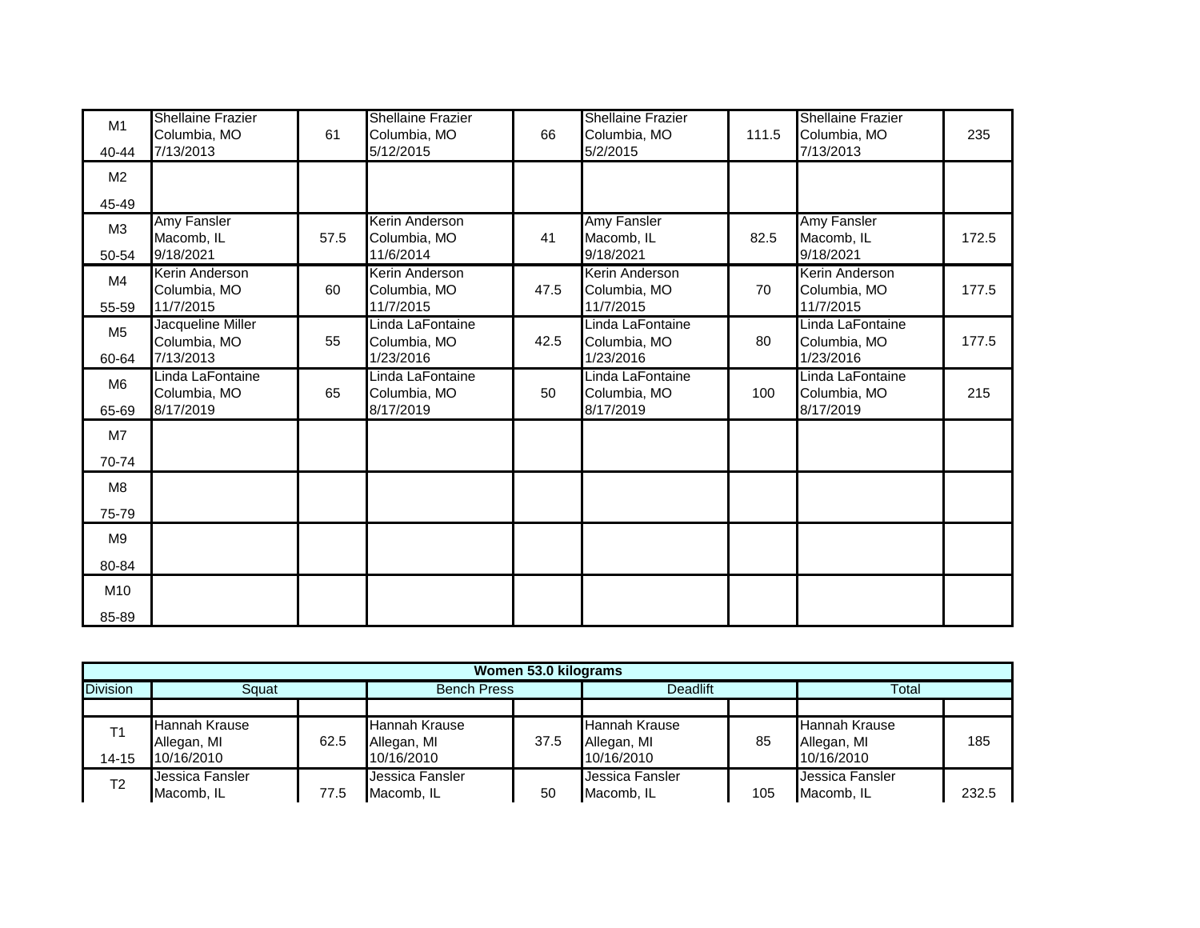| | | | | | | | | |
|---|---|---|---|---|---|---|---|---|
| M1<br>40-44 | Shellaine Frazier<br>Columbia, MO<br>7/13/2013 | 61 | Shellaine Frazier<br>Columbia, MO<br>5/12/2015 | 66 | Shellaine Frazier<br>Columbia, MO<br>5/2/2015 | 111.5 | Shellaine Frazier<br>Columbia, MO<br>7/13/2013 | 235 |
| M2<br>45-49 | | | | | | | | |
| M3<br>50-54 | Amy Fansler<br>Macomb, IL<br>9/18/2021 | 57.5 | Kerin Anderson<br>Columbia, MO<br>11/6/2014 | 41 | Amy Fansler<br>Macomb, IL<br>9/18/2021 | 82.5 | Amy Fansler<br>Macomb, IL<br>9/18/2021 | 172.5 |
| M4<br>55-59 | Kerin Anderson<br>Columbia, MO<br>11/7/2015 | 60 | Kerin Anderson<br>Columbia, MO<br>11/7/2015 | 47.5 | Kerin Anderson<br>Columbia, MO<br>11/7/2015 | 70 | Kerin Anderson<br>Columbia, MO<br>11/7/2015 | 177.5 |
| M5<br>60-64 | Jacqueline Miller<br>Columbia, MO<br>7/13/2013 | 55 | Linda LaFontaine<br>Columbia, MO<br>1/23/2016 | 42.5 | Linda LaFontaine<br>Columbia, MO<br>1/23/2016 | 80 | Linda LaFontaine<br>Columbia, MO<br>1/23/2016 | 177.5 |
| M6<br>65-69 | Linda LaFontaine<br>Columbia, MO<br>8/17/2019 | 65 | Linda LaFontaine<br>Columbia, MO<br>8/17/2019 | 50 | Linda LaFontaine<br>Columbia, MO<br>8/17/2019 | 100 | Linda LaFontaine<br>Columbia, MO<br>8/17/2019 | 215 |
| M7<br>70-74 | | | | | | | | |
| M8<br>75-79 | | | | | | | | |
| M9<br>80-84 | | | | | | | | |
| M10<br>85-89 | | | | | | | | |

| **Women 53.0 kilograms** | | | | | | | | |
|---|---|---|---|---|---|---|---|---|
| Division | Squat | | Bench Press | | Deadlift | | Total | |
| | | | | | | | | |
| T1<br>14-15 | Hannah Krause<br>Allegan, MI<br>10/16/2010 | 62.5 | Hannah Krause<br>Allegan, MI<br>10/16/2010 | 37.5 | Hannah Krause<br>Allegan, MI<br>10/16/2010 | 85 | Hannah Krause<br>Allegan, MI<br>10/16/2010 | 185 |
| T2 | Jessica Fansler<br>Macomb, IL | 77.5 | Jessica Fansler<br>Macomb, IL | 50 | Jessica Fansler<br>Macomb, IL | 105 | Jessica Fansler<br>Macomb, IL | 232.5 |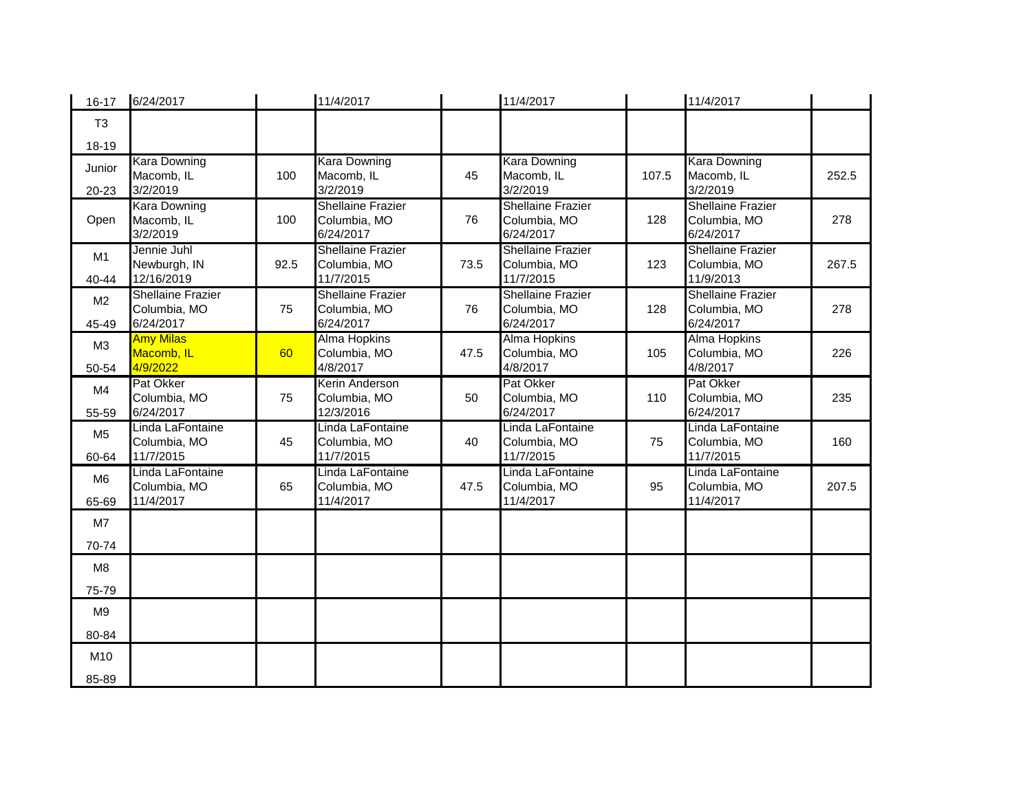| | | | | | | | | |
|---|---|---|---|---|---|---|---|---|
| 16-17 | 6/24/2017 | | 11/4/2017 | | 11/4/2017 | | 11/4/2017 | |
| T3<br>18-19 | | | | | | | | |
| Junior<br>20-23 | Kara Downing<br>Macomb, IL<br>3/2/2019 | 100 | Kara Downing<br>Macomb, IL<br>3/2/2019 | 45 | Kara Downing<br>Macomb, IL<br>3/2/2019 | 107.5 | Kara Downing<br>Macomb, IL<br>3/2/2019 | 252.5 |
| Open | Kara Downing<br>Macomb, IL<br>3/2/2019 | 100 | Shellaine Frazier<br>Columbia, MO<br>6/24/2017 | 76 | Shellaine Frazier<br>Columbia, MO<br>6/24/2017 | 128 | Shellaine Frazier<br>Columbia, MO<br>6/24/2017 | 278 |
| M1<br>40-44 | Jennie Juhl<br>Newburgh, IN<br>12/16/2019 | 92.5 | Shellaine Frazier<br>Columbia, MO<br>11/7/2015 | 73.5 | Shellaine Frazier<br>Columbia, MO<br>11/7/2015 | 123 | Shellaine Frazier<br>Columbia, MO<br>11/9/2013 | 267.5 |
| M2<br>45-49 | Shellaine Frazier<br>Columbia, MO<br>6/24/2017 | 75 | Shellaine Frazier<br>Columbia, MO<br>6/24/2017 | 76 | Shellaine Frazier<br>Columbia, MO<br>6/24/2017 | 128 | Shellaine Frazier<br>Columbia, MO<br>6/24/2017 | 278 |
| M3<br>50-54 | Amy Milas<br>Macomb, IL<br>4/9/2022 | 60 | Alma Hopkins<br>Columbia, MO<br>4/8/2017 | 47.5 | Alma Hopkins<br>Columbia, MO<br>4/8/2017 | 105 | Alma Hopkins<br>Columbia, MO<br>4/8/2017 | 226 |
| M4<br>55-59 | Pat Okker<br>Columbia, MO<br>6/24/2017 | 75 | Kerin Anderson<br>Columbia, MO<br>12/3/2016 | 50 | Pat Okker<br>Columbia, MO<br>6/24/2017 | 110 | Pat Okker<br>Columbia, MO<br>6/24/2017 | 235 |
| M5<br>60-64 | Linda LaFontaine<br>Columbia, MO<br>11/7/2015 | 45 | Linda LaFontaine<br>Columbia, MO<br>11/7/2015 | 40 | Linda LaFontaine<br>Columbia, MO<br>11/7/2015 | 75 | Linda LaFontaine<br>Columbia, MO<br>11/7/2015 | 160 |
| M6<br>65-69 | Linda LaFontaine<br>Columbia, MO<br>11/4/2017 | 65 | Linda LaFontaine<br>Columbia, MO<br>11/4/2017 | 47.5 | Linda LaFontaine<br>Columbia, MO<br>11/4/2017 | 95 | Linda LaFontaine<br>Columbia, MO<br>11/4/2017 | 207.5 |
| M7<br>70-74 | | | | | | | | |
| M8<br>75-79 | | | | | | | | |
| M9<br>80-84 | | | | | | | | |
| M10<br>85-89 | | | | | | | | |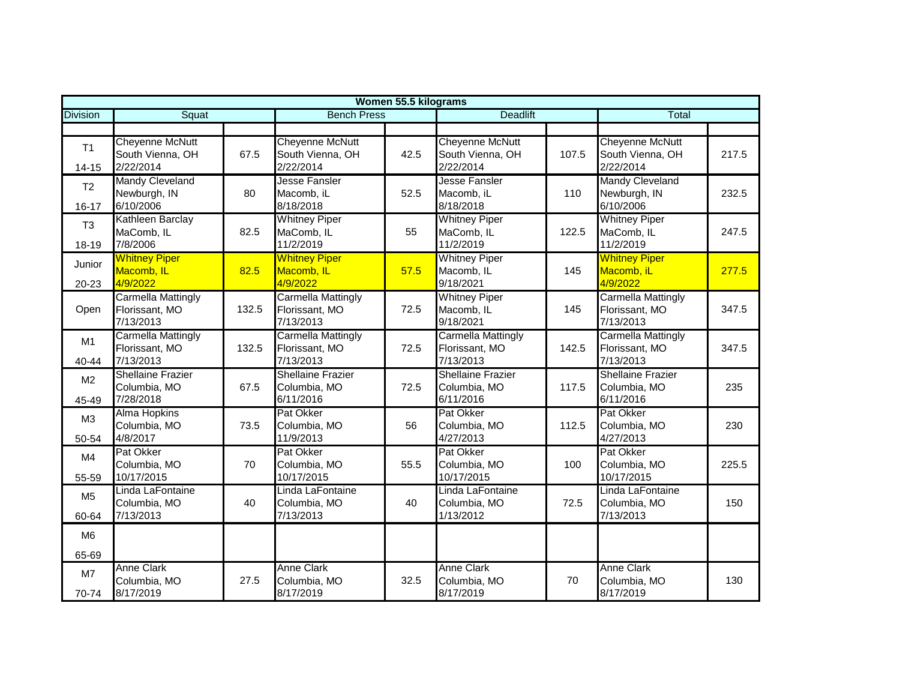| Women 55.5 kilograms | | | | | | | | |
|---|---|---|---|---|---|---|---|---|
| Division | Squat | | Bench Press | | Deadlift | | Total | |
| | | | | | | | | |
| T1 14-15 | Cheyenne McNutt South Vienna, OH 2/22/2014 | 67.5 | Cheyenne McNutt South Vienna, OH 2/22/2014 | 42.5 | Cheyenne McNutt South Vienna, OH 2/22/2014 | 107.5 | Cheyenne McNutt South Vienna, OH 2/22/2014 | 217.5 |
| T2 16-17 | Mandy Cleveland Newburgh, IN 6/10/2006 | 80 | Jesse Fansler Macomb, iL 8/18/2018 | 52.5 | Jesse Fansler Macomb, iL 8/18/2018 | 110 | Mandy Cleveland Newburgh, IN 6/10/2006 | 232.5 |
| T3 18-19 | Kathleen Barclay MaComb, IL 7/8/2006 | 82.5 | Whitney Piper MaComb, IL 11/2/2019 | 55 | Whitney Piper MaComb, IL 11/2/2019 | 122.5 | Whitney Piper MaComb, IL 11/2/2019 | 247.5 |
| Junior 20-23 | Whitney Piper Macomb, IL 4/9/2022 | 82.5 | Whitney Piper Macomb, IL 4/9/2022 | 57.5 | Whitney Piper Macomb, IL 9/18/2021 | 145 | Whitney Piper Macomb, iL 4/9/2022 | 277.5 |
| Open | Carmella Mattingly Florissant, MO 7/13/2013 | 132.5 | Carmella Mattingly Florissant, MO 7/13/2013 | 72.5 | Whitney Piper Macomb, IL 9/18/2021 | 145 | Carmella Mattingly Florissant, MO 7/13/2013 | 347.5 |
| M1 40-44 | Carmella Mattingly Florissant, MO 7/13/2013 | 132.5 | Carmella Mattingly Florissant, MO 7/13/2013 | 72.5 | Carmella Mattingly Florissant, MO 7/13/2013 | 142.5 | Carmella Mattingly Florissant, MO 7/13/2013 | 347.5 |
| M2 45-49 | Shellaine Frazier Columbia, MO 7/28/2018 | 67.5 | Shellaine Frazier Columbia, MO 6/11/2016 | 72.5 | Shellaine Frazier Columbia, MO 6/11/2016 | 117.5 | Shellaine Frazier Columbia, MO 6/11/2016 | 235 |
| M3 50-54 | Alma Hopkins Columbia, MO 4/8/2017 | 73.5 | Pat Okker Columbia, MO 11/9/2013 | 56 | Pat Okker Columbia, MO 4/27/2013 | 112.5 | Pat Okker Columbia, MO 4/27/2013 | 230 |
| M4 55-59 | Pat Okker Columbia, MO 10/17/2015 | 70 | Pat Okker Columbia, MO 10/17/2015 | 55.5 | Pat Okker Columbia, MO 10/17/2015 | 100 | Pat Okker Columbia, MO 10/17/2015 | 225.5 |
| M5 60-64 | Linda LaFontaine Columbia, MO 7/13/2013 | 40 | Linda LaFontaine Columbia, MO 7/13/2013 | 40 | Linda LaFontaine Columbia, MO 1/13/2012 | 72.5 | Linda LaFontaine Columbia, MO 7/13/2013 | 150 |
| M6 65-69 | | | | | | | | |
| M7 70-74 | Anne Clark Columbia, MO 8/17/2019 | 27.5 | Anne Clark Columbia, MO 8/17/2019 | 32.5 | Anne Clark Columbia, MO 8/17/2019 | 70 | Anne Clark Columbia, MO 8/17/2019 | 130 |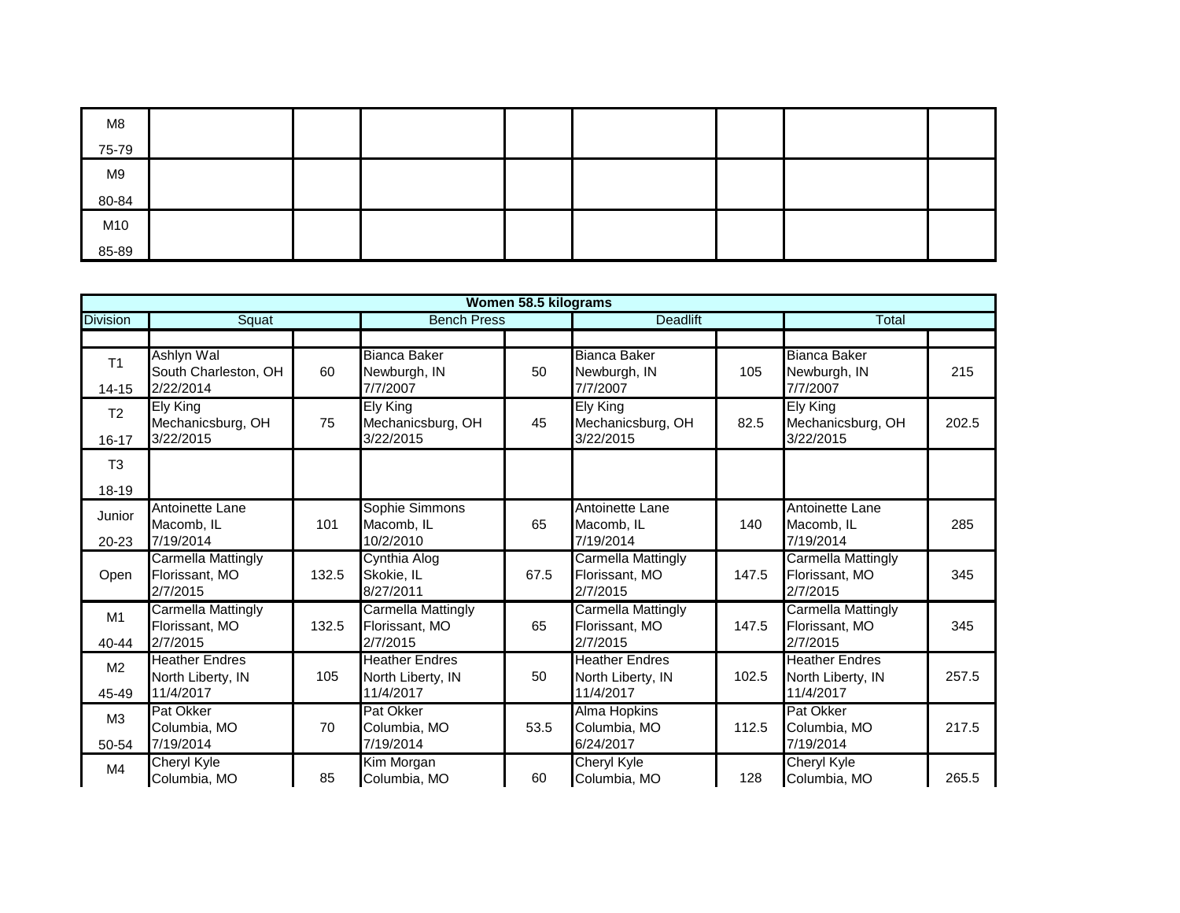| Division | Squat | | Bench Press | | Deadlift | | Total | |
|---|---|---|---|---|---|---|---|---|
| M8 75-79 | | | | | | | | |
| M9 80-84 | | | | | | | | |
| M10 85-89 | | | | | | | | |

| Women 58.5 kilograms | | | | | | | | |
|---|---|---|---|---|---|---|---|---|
| Division | Squat | | Bench Press | | Deadlift | | Total | |
| | | | | | | | | |
| T1 14-15 | Ashlyn Wal South Charleston, OH 2/22/2014 | 60 | Bianca Baker Newburgh, IN 7/7/2007 | 50 | Bianca Baker Newburgh, IN 7/7/2007 | 105 | Bianca Baker Newburgh, IN 7/7/2007 | 215 |
| T2 16-17 | Ely King Mechanicsburg, OH 3/22/2015 | 75 | Ely King Mechanicsburg, OH 3/22/2015 | 45 | Ely King Mechanicsburg, OH 3/22/2015 | 82.5 | Ely King Mechanicsburg, OH 3/22/2015 | 202.5 |
| T3 18-19 | | | | | | | | |
| Junior 20-23 | Antoinette Lane Macomb, IL 7/19/2014 | 101 | Sophie Simmons Macomb, IL 10/2/2010 | 65 | Antoinette Lane Macomb, IL 7/19/2014 | 140 | Antoinette Lane Macomb, IL 7/19/2014 | 285 |
| Open | Carmella Mattingly Florissant, MO 2/7/2015 | 132.5 | Cynthia Alog Skokie, IL 8/27/2011 | 67.5 | Carmella Mattingly Florissant, MO 2/7/2015 | 147.5 | Carmella Mattingly Florissant, MO 2/7/2015 | 345 |
| M1 40-44 | Carmella Mattingly Florissant, MO 2/7/2015 | 132.5 | Carmella Mattingly Florissant, MO 2/7/2015 | 65 | Carmella Mattingly Florissant, MO 2/7/2015 | 147.5 | Carmella Mattingly Florissant, MO 2/7/2015 | 345 |
| M2 45-49 | Heather Endres North Liberty, IN 11/4/2017 | 105 | Heather Endres North Liberty, IN 11/4/2017 | 50 | Heather Endres North Liberty, IN 11/4/2017 | 102.5 | Heather Endres North Liberty, IN 11/4/2017 | 257.5 |
| M3 50-54 | Pat Okker Columbia, MO 7/19/2014 | 70 | Pat Okker Columbia, MO 7/19/2014 | 53.5 | Alma Hopkins Columbia, MO 6/24/2017 | 112.5 | Pat Okker Columbia, MO 7/19/2014 | 217.5 |
| M4 | Cheryl Kyle Columbia, MO | 85 | Kim Morgan Columbia, MO | 60 | Cheryl Kyle Columbia, MO | 128 | Cheryl Kyle Columbia, MO | 265.5 |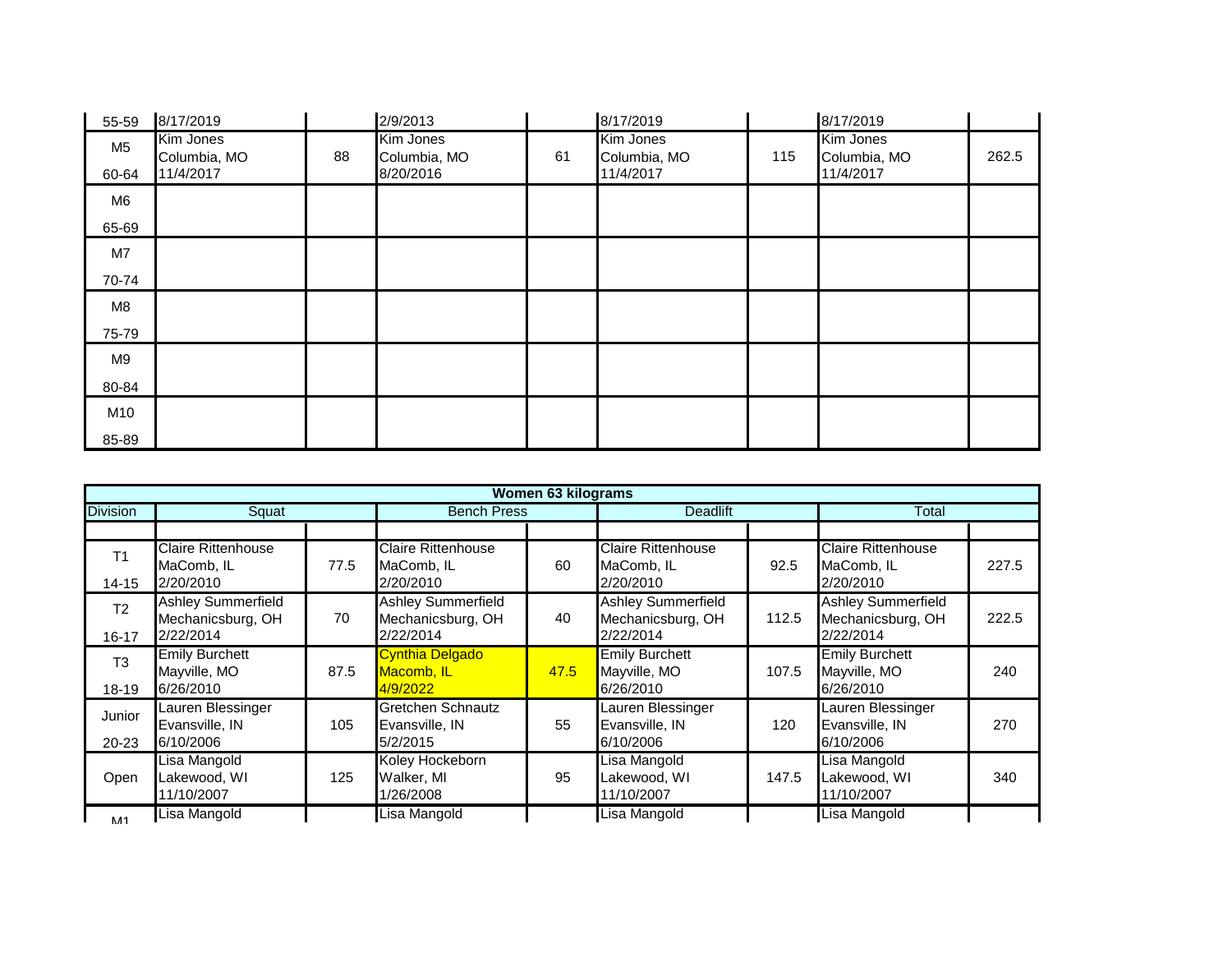| Division | Squat | | Bench Press | | Deadlift | | Total | |
|---|---|---|---|---|---|---|---|---|
| 55-59 | 8/17/2019 | | 2/9/2013 | | 8/17/2019 | | 8/17/2019 | |
| M5 60-64 | Kim Jones Columbia, MO 11/4/2017 | 88 | Kim Jones Columbia, MO 8/20/2016 | 61 | Kim Jones Columbia, MO 11/4/2017 | 115 | Kim Jones Columbia, MO 11/4/2017 | 262.5 |
| M6 65-69 | | | | | | | | |
| M7 70-74 | | | | | | | | |
| M8 75-79 | | | | | | | | |
| M9 80-84 | | | | | | | | |
| M10 85-89 | | | | | | | | |

**Women 63 kilograms**

| Division | Squat | | Bench Press | | Deadlift | | Total | |
|---|---|---|---|---|---|---|---|---|
| | | | | | | | | |
| T1 14-15 | Claire Rittenhouse MaComb, IL 2/20/2010 | 77.5 | Claire Rittenhouse MaComb, IL 2/20/2010 | 60 | Claire Rittenhouse MaComb, IL 2/20/2010 | 92.5 | Claire Rittenhouse MaComb, IL 2/20/2010 | 227.5 |
| T2 16-17 | Ashley Summerfield Mechanicsburg, OH 2/22/2014 | 70 | Ashley Summerfield Mechanicsburg, OH 2/22/2014 | 40 | Ashley Summerfield Mechanicsburg, OH 2/22/2014 | 112.5 | Ashley Summerfield Mechanicsburg, OH 2/22/2014 | 222.5 |
| T3 18-19 | Emily Burchett Mayville, MO 6/26/2010 | 87.5 | Cynthia Delgado Macomb, IL 4/9/2022 | 47.5 | Emily Burchett Mayville, MO 6/26/2010 | 107.5 | Emily Burchett Mayville, MO 6/26/2010 | 240 |
| Junior 20-23 | Lauren Blessinger Evansville, IN 6/10/2006 | 105 | Gretchen Schnautz Evansville, IN 5/2/2015 | 55 | Lauren Blessinger Evansville, IN 6/10/2006 | 120 | Lauren Blessinger Evansville, IN 6/10/2006 | 270 |
| Open | Lisa Mangold Lakewood, WI 11/10/2007 | 125 | Koley Hockeborn Walker, MI 1/26/2008 | 95 | Lisa Mangold Lakewood, WI 11/10/2007 | 147.5 | Lisa Mangold Lakewood, WI 11/10/2007 | 340 |
| M1 | Lisa Mangold | | Lisa Mangold | | Lisa Mangold | | Lisa Mangold | |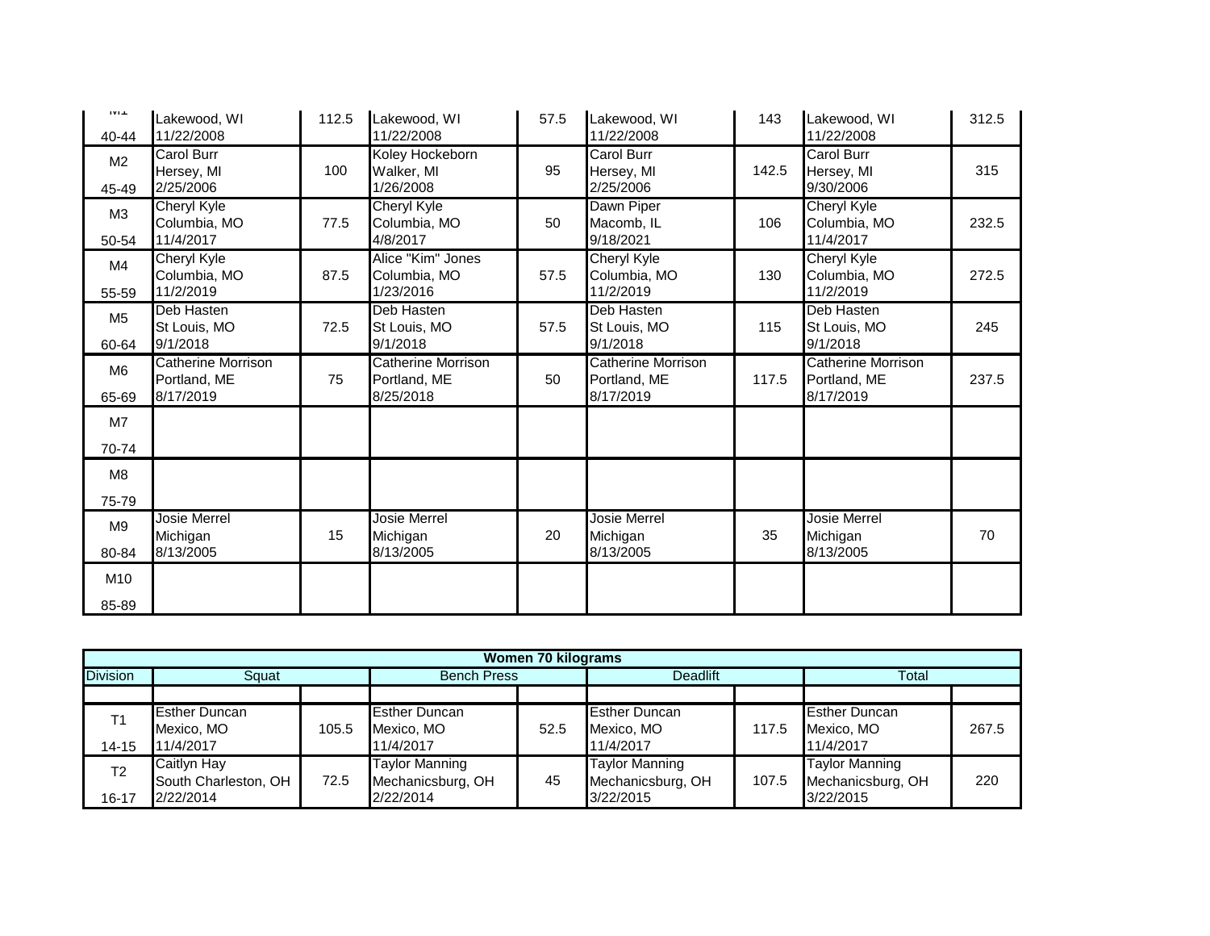| Division | Squat | | Bench Press | | Deadlift | | Total | |
|---|---|---|---|---|---|---|---|---|
| M1 40-44 | Lakewood, WI 11/22/2008 | 112.5 | Lakewood, WI 11/22/2008 | 57.5 | Lakewood, WI 11/22/2008 | 143 | Lakewood, WI 11/22/2008 | 312.5 |
| M2 45-49 | Carol Burr Hersey, MI 2/25/2006 | 100 | Koley Hockeborn Walker, MI 1/26/2008 | 95 | Carol Burr Hersey, MI 2/25/2006 | 142.5 | Carol Burr Hersey, MI 9/30/2006 | 315 |
| M3 50-54 | Cheryl Kyle Columbia, MO 11/4/2017 | 77.5 | Cheryl Kyle Columbia, MO 4/8/2017 | 50 | Dawn Piper Macomb, IL 9/18/2021 | 106 | Cheryl Kyle Columbia, MO 11/4/2017 | 232.5 |
| M4 55-59 | Cheryl Kyle Columbia, MO 11/2/2019 | 87.5 | Alice "Kim" Jones Columbia, MO 1/23/2016 | 57.5 | Cheryl Kyle Columbia, MO 11/2/2019 | 130 | Cheryl Kyle Columbia, MO 11/2/2019 | 272.5 |
| M5 60-64 | Deb Hasten St Louis, MO 9/1/2018 | 72.5 | Deb Hasten St Louis, MO 9/1/2018 | 57.5 | Deb Hasten St Louis, MO 9/1/2018 | 115 | Deb Hasten St Louis, MO 9/1/2018 | 245 |
| M6 65-69 | Catherine Morrison Portland, ME 8/17/2019 | 75 | Catherine Morrison Portland, ME 8/25/2018 | 50 | Catherine Morrison Portland, ME 8/17/2019 | 117.5 | Catherine Morrison Portland, ME 8/17/2019 | 237.5 |
| M7 70-74 | | | | | | | | |
| M8 75-79 | | | | | | | | |
| M9 80-84 | Josie Merrel Michigan 8/13/2005 | 15 | Josie Merrel Michigan 8/13/2005 | 20 | Josie Merrel Michigan 8/13/2005 | 35 | Josie Merrel Michigan 8/13/2005 | 70 |
| M10 85-89 | | | | | | | | |

| Women 70 kilograms | | | | | | | | |
|---|---|---|---|---|---|---|---|---|
| Division | Squat | | Bench Press | | Deadlift | | Total | |
| | | | | | | | | |
| T1 14-15 | Esther Duncan Mexico, MO 11/4/2017 | 105.5 | Esther Duncan Mexico, MO 11/4/2017 | 52.5 | Esther Duncan Mexico, MO 11/4/2017 | 117.5 | Esther Duncan Mexico, MO 11/4/2017 | 267.5 |
| T2 16-17 | Caitlyn Hay South Charleston, OH 2/22/2014 | 72.5 | Taylor Manning Mechanicsburg, OH 2/22/2014 | 45 | Taylor Manning Mechanicsburg, OH 3/22/2015 | 107.5 | Taylor Manning Mechanicsburg, OH 3/22/2015 | 220 |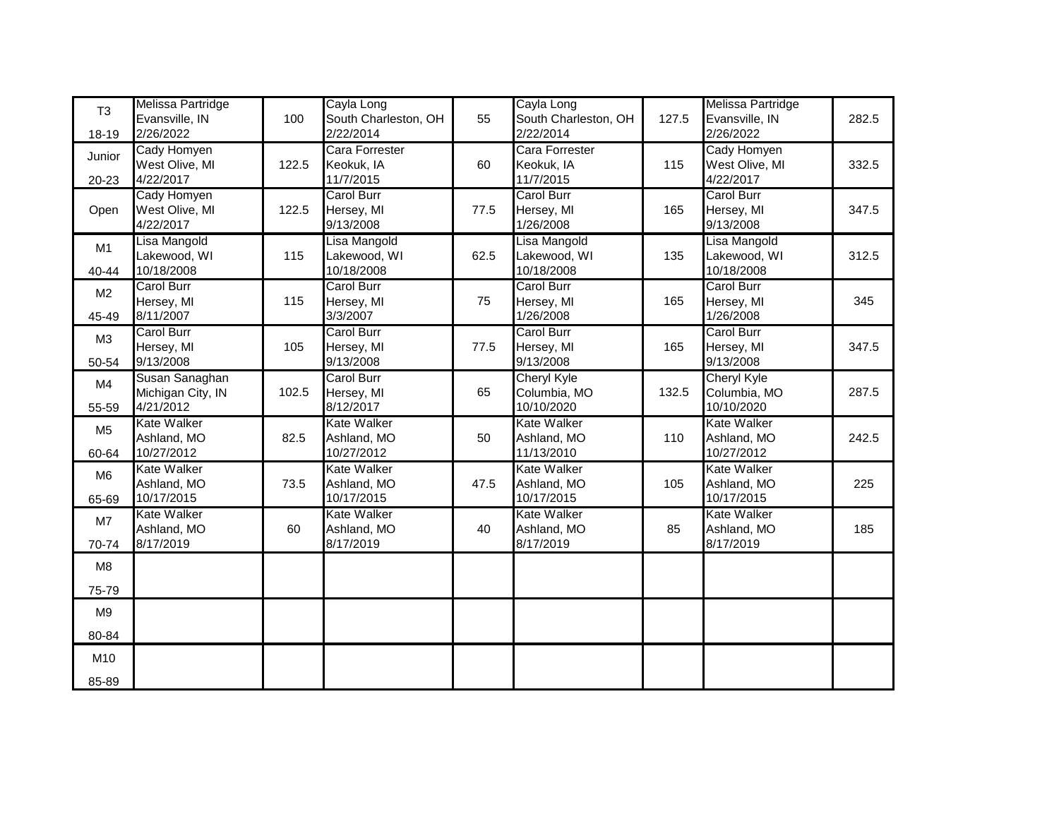| T3 18-19 | Melissa Partridge Evansville, IN 2/26/2022 | 100 | Cayla Long South Charleston, OH 2/22/2014 | 55 | Cayla Long South Charleston, OH 2/22/2014 | 127.5 | Melissa Partridge Evansville, IN 2/26/2022 | 282.5 |
|---|---|---|---|---|---|---|---|---|
| Junior 20-23 | Cady Homyen West Olive, MI 4/22/2017 | 122.5 | Cara Forrester Keokuk, IA 11/7/2015 | 60 | Cara Forrester Keokuk, IA 11/7/2015 | 115 | Cady Homyen West Olive, MI 4/22/2017 | 332.5 |
| Open | Cady Homyen West Olive, MI 4/22/2017 | 122.5 | Carol Burr Hersey, MI 9/13/2008 | 77.5 | Carol Burr Hersey, MI 1/26/2008 | 165 | Carol Burr Hersey, MI 9/13/2008 | 347.5 |
| M1 40-44 | Lisa Mangold Lakewood, WI 10/18/2008 | 115 | Lisa Mangold Lakewood, WI 10/18/2008 | 62.5 | Lisa Mangold Lakewood, WI 10/18/2008 | 135 | Lisa Mangold Lakewood, WI 10/18/2008 | 312.5 |
| M2 45-49 | Carol Burr Hersey, MI 8/11/2007 | 115 | Carol Burr Hersey, MI 3/3/2007 | 75 | Carol Burr Hersey, MI 1/26/2008 | 165 | Carol Burr Hersey, MI 1/26/2008 | 345 |
| M3 50-54 | Carol Burr Hersey, MI 9/13/2008 | 105 | Carol Burr Hersey, MI 9/13/2008 | 77.5 | Carol Burr Hersey, MI 9/13/2008 | 165 | Carol Burr Hersey, MI 9/13/2008 | 347.5 |
| M4 55-59 | Susan Sanaghan Michigan City, IN 4/21/2012 | 102.5 | Carol Burr Hersey, MI 8/12/2017 | 65 | Cheryl Kyle Columbia, MO 10/10/2020 | 132.5 | Cheryl Kyle Columbia, MO 10/10/2020 | 287.5 |
| M5 60-64 | Kate Walker Ashland, MO 10/27/2012 | 82.5 | Kate Walker Ashland, MO 10/27/2012 | 50 | Kate Walker Ashland, MO 11/13/2010 | 110 | Kate Walker Ashland, MO 10/27/2012 | 242.5 |
| M6 65-69 | Kate Walker Ashland, MO 10/17/2015 | 73.5 | Kate Walker Ashland, MO 10/17/2015 | 47.5 | Kate Walker Ashland, MO 10/17/2015 | 105 | Kate Walker Ashland, MO 10/17/2015 | 225 |
| M7 70-74 | Kate Walker Ashland, MO 8/17/2019 | 60 | Kate Walker Ashland, MO 8/17/2019 | 40 | Kate Walker Ashland, MO 8/17/2019 | 85 | Kate Walker Ashland, MO 8/17/2019 | 185 |
| M8 75-79 | | | | | | | | |
| M9 80-84 | | | | | | | | |
| M10 85-89 | | | | | | | | |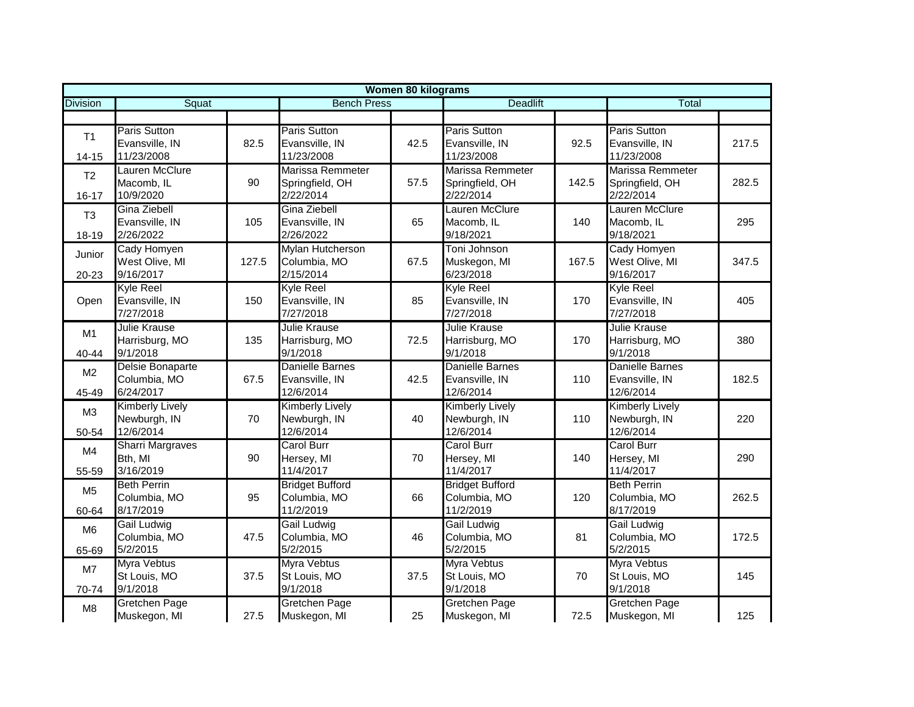| Women 80 kilograms | | | | | | | | |
|---|---|---|---|---|---|---|---|---|
| Division | Squat | | Bench Press | | Deadlift | | Total | |
| | | | | | | | | |
| T1 14-15 | Paris Sutton Evansville, IN 11/23/2008 | 82.5 | Paris Sutton Evansville, IN 11/23/2008 | 42.5 | Paris Sutton Evansville, IN 11/23/2008 | 92.5 | Paris Sutton Evansville, IN 11/23/2008 | 217.5 |
| T2 16-17 | Lauren McClure Macomb, IL 10/9/2020 | 90 | Marissa Remmeter Springfield, OH 2/22/2014 | 57.5 | Marissa Remmeter Springfield, OH 2/22/2014 | 142.5 | Marissa Remmeter Springfield, OH 2/22/2014 | 282.5 |
| T3 18-19 | Gina Ziebell Evansville, IN 2/26/2022 | 105 | Gina Ziebell Evansville, IN 2/26/2022 | 65 | Lauren McClure Macomb, IL 9/18/2021 | 140 | Lauren McClure Macomb, IL 9/18/2021 | 295 |
| Junior 20-23 | Cady Homyen West Olive, MI 9/16/2017 | 127.5 | Mylan Hutcherson Columbia, MO 2/15/2014 | 67.5 | Toni Johnson Muskegon, MI 6/23/2018 | 167.5 | Cady Homyen West Olive, MI 9/16/2017 | 347.5 |
| Open | Kyle Reel Evansville, IN 7/27/2018 | 150 | Kyle Reel Evansville, IN 7/27/2018 | 85 | Kyle Reel Evansville, IN 7/27/2018 | 170 | Kyle Reel Evansville, IN 7/27/2018 | 405 |
| M1 40-44 | Julie Krause Harrisburg, MO 9/1/2018 | 135 | Julie Krause Harrisburg, MO 9/1/2018 | 72.5 | Julie Krause Harrisburg, MO 9/1/2018 | 170 | Julie Krause Harrisburg, MO 9/1/2018 | 380 |
| M2 45-49 | Delsie Bonaparte Columbia, MO 6/24/2017 | 67.5 | Danielle Barnes Evansville, IN 12/6/2014 | 42.5 | Danielle Barnes Evansville, IN 12/6/2014 | 110 | Danielle Barnes Evansville, IN 12/6/2014 | 182.5 |
| M3 50-54 | Kimberly Lively Newburgh, IN 12/6/2014 | 70 | Kimberly Lively Newburgh, IN 12/6/2014 | 40 | Kimberly Lively Newburgh, IN 12/6/2014 | 110 | Kimberly Lively Newburgh, IN 12/6/2014 | 220 |
| M4 55-59 | Sharri Margraves Bth, MI 3/16/2019 | 90 | Carol Burr Hersey, MI 11/4/2017 | 70 | Carol Burr Hersey, MI 11/4/2017 | 140 | Carol Burr Hersey, MI 11/4/2017 | 290 |
| M5 60-64 | Beth Perrin Columbia, MO 8/17/2019 | 95 | Bridget Bufford Columbia, MO 11/2/2019 | 66 | Bridget Bufford Columbia, MO 11/2/2019 | 120 | Beth Perrin Columbia, MO 8/17/2019 | 262.5 |
| M6 65-69 | Gail Ludwig Columbia, MO 5/2/2015 | 47.5 | Gail Ludwig Columbia, MO 5/2/2015 | 46 | Gail Ludwig Columbia, MO 5/2/2015 | 81 | Gail Ludwig Columbia, MO 5/2/2015 | 172.5 |
| M7 70-74 | Myra Vebtus St Louis, MO 9/1/2018 | 37.5 | Myra Vebtus St Louis, MO 9/1/2018 | 37.5 | Myra Vebtus St Louis, MO 9/1/2018 | 70 | Myra Vebtus St Louis, MO 9/1/2018 | 145 |
| M8 | Gretchen Page Muskegon, MI | 27.5 | Gretchen Page Muskegon, MI | 25 | Gretchen Page Muskegon, MI | 72.5 | Gretchen Page Muskegon, MI | 125 |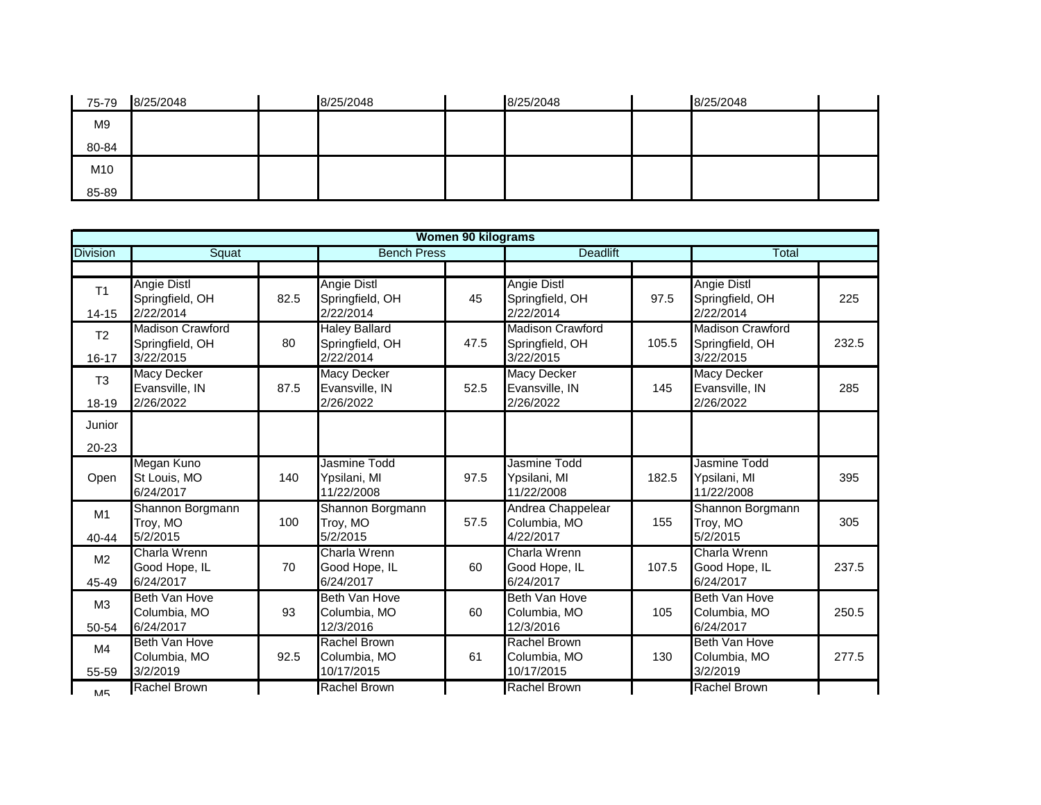| | | | | | | | | |
|---|---|---|---|---|---|---|---|---|
| 75-79 | 8/25/2048 | | 8/25/2048 | | 8/25/2048 | | 8/25/2048 | |
| M9<br>80-84 | | | | | | | | |
| M10<br>85-89 | | | | | | | | |

| Women 90 kilograms | | | | | | | | |
|---|---|---|---|---|---|---|---|---|
| Division | Squat | | Bench Press | | Deadlift | | Total | |
| | | | | | | | | |
| T1<br>14-15 | Angie Distl<br>Springfield, OH<br>2/22/2014 | 82.5 | Angie Distl<br>Springfield, OH<br>2/22/2014 | 45 | Angie Distl<br>Springfield, OH<br>2/22/2014 | 97.5 | Angie Distl<br>Springfield, OH<br>2/22/2014 | 225 |
| T2<br>16-17 | Madison Crawford<br>Springfield, OH<br>3/22/2015 | 80 | Haley Ballard<br>Springfield, OH<br>2/22/2014 | 47.5 | Madison Crawford<br>Springfield, OH<br>3/22/2015 | 105.5 | Madison Crawford<br>Springfield, OH<br>3/22/2015 | 232.5 |
| T3<br>18-19 | Macy Decker<br>Evansville, IN<br>2/26/2022 | 87.5 | Macy Decker<br>Evansville, IN<br>2/26/2022 | 52.5 | Macy Decker<br>Evansville, IN<br>2/26/2022 | 145 | Macy Decker<br>Evansville, IN<br>2/26/2022 | 285 |
| Junior<br>20-23 | | | | | | | | |
| Open | Megan Kuno<br>St Louis, MO<br>6/24/2017 | 140 | Jasmine Todd<br>Ypsilani, MI<br>11/22/2008 | 97.5 | Jasmine Todd<br>Ypsilani, MI<br>11/22/2008 | 182.5 | Jasmine Todd<br>Ypsilani, MI<br>11/22/2008 | 395 |
| M1<br>40-44 | Shannon Borgmann<br>Troy, MO<br>5/2/2015 | 100 | Shannon Borgmann<br>Troy, MO<br>5/2/2015 | 57.5 | Andrea Chappelear<br>Columbia, MO<br>4/22/2017 | 155 | Shannon Borgmann<br>Troy, MO<br>5/2/2015 | 305 |
| M2<br>45-49 | Charla Wrenn<br>Good Hope, IL<br>6/24/2017 | 70 | Charla Wrenn<br>Good Hope, IL<br>6/24/2017 | 60 | Charla Wrenn<br>Good Hope, IL<br>6/24/2017 | 107.5 | Charla Wrenn<br>Good Hope, IL<br>6/24/2017 | 237.5 |
| M3<br>50-54 | Beth Van Hove<br>Columbia, MO<br>6/24/2017 | 93 | Beth Van Hove<br>Columbia, MO<br>12/3/2016 | 60 | Beth Van Hove<br>Columbia, MO<br>12/3/2016 | 105 | Beth Van Hove<br>Columbia, MO<br>6/24/2017 | 250.5 |
| M4<br>55-59 | Beth Van Hove<br>Columbia, MO<br>3/2/2019 | 92.5 | Rachel Brown<br>Columbia, MO<br>10/17/2015 | 61 | Rachel Brown<br>Columbia, MO<br>10/17/2015 | 130 | Beth Van Hove<br>Columbia, MO<br>3/2/2019 | 277.5 |
| M5 | Rachel Brown | | Rachel Brown | | Rachel Brown | | Rachel Brown | |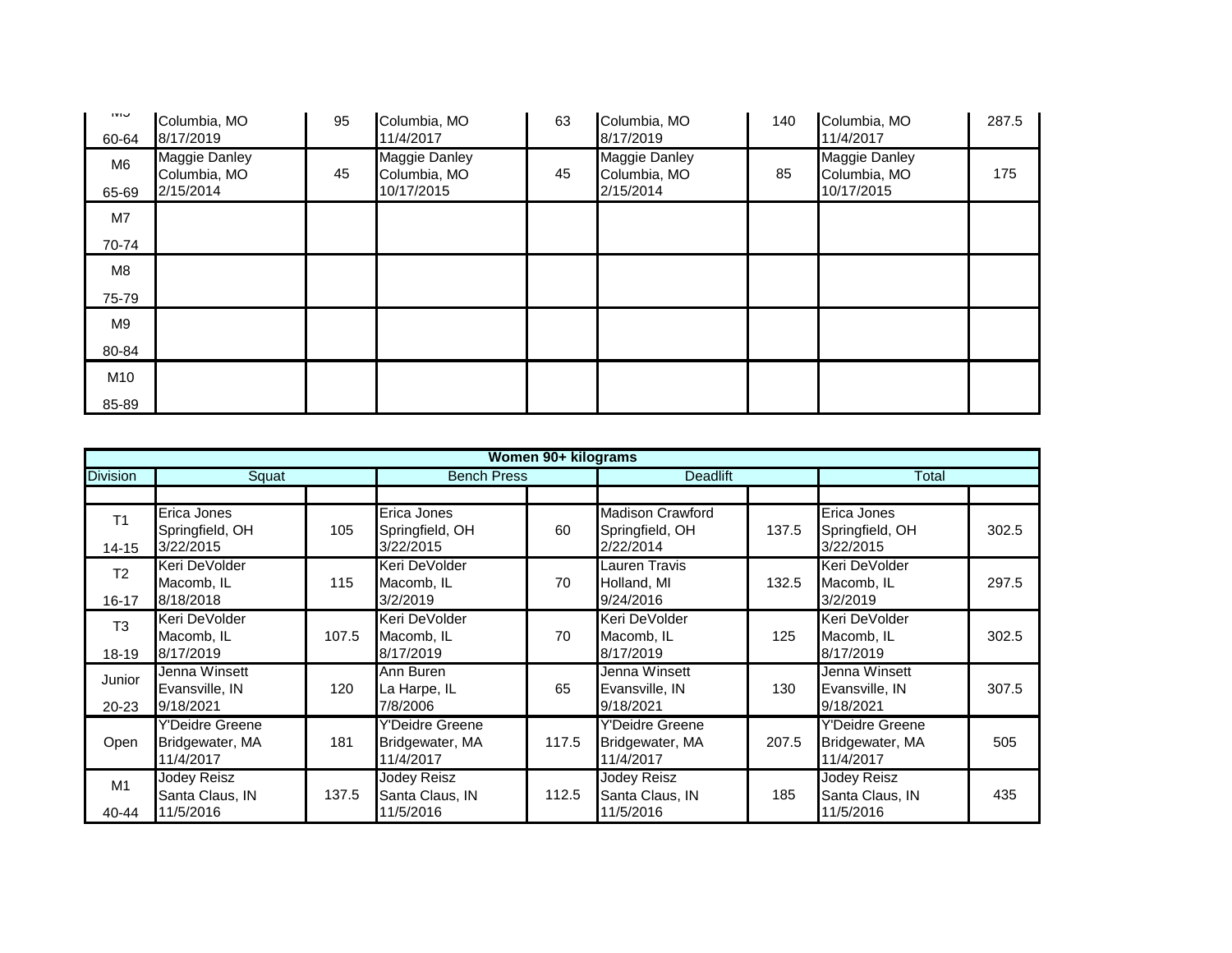| | | | | | | | | |
|---|---|---|---|---|---|---|---|---|
| M5 60-64 | Columbia, MO 8/17/2019 | 95 | Columbia, MO 11/4/2017 | 63 | Columbia, MO 8/17/2019 | 140 | Columbia, MO 11/4/2017 | 287.5 |
| M6 65-69 | Maggie Danley Columbia, MO 2/15/2014 | 45 | Maggie Danley Columbia, MO 10/17/2015 | 45 | Maggie Danley Columbia, MO 2/15/2014 | 85 | Maggie Danley Columbia, MO 10/17/2015 | 175 |
| M7 70-74 | | | | | | | | |
| M8 75-79 | | | | | | | | |
| M9 80-84 | | | | | | | | |
| M10 85-89 | | | | | | | | |

| Women 90+ kilograms | | | | | | | | |
|---|---|---|---|---|---|---|---|---|
| Division | Squat | | Bench Press | | Deadlift | | Total | |
| | | | | | | | | |
| T1 14-15 | Erica Jones Springfield, OH 3/22/2015 | 105 | Erica Jones Springfield, OH 3/22/2015 | 60 | Madison Crawford Springfield, OH 2/22/2014 | 137.5 | Erica Jones Springfield, OH 3/22/2015 | 302.5 |
| T2 16-17 | Keri DeVolder Macomb, IL 8/18/2018 | 115 | Keri DeVolder Macomb, IL 3/2/2019 | 70 | Lauren Travis Holland, MI 9/24/2016 | 132.5 | Keri DeVolder Macomb, IL 3/2/2019 | 297.5 |
| T3 18-19 | Keri DeVolder Macomb, IL 8/17/2019 | 107.5 | Keri DeVolder Macomb, IL 8/17/2019 | 70 | Keri DeVolder Macomb, IL 8/17/2019 | 125 | Keri DeVolder Macomb, IL 8/17/2019 | 302.5 |
| Junior 20-23 | Jenna Winsett Evansville, IN 9/18/2021 | 120 | Ann Buren La Harpe, IL 7/8/2006 | 65 | Jenna Winsett Evansville, IN 9/18/2021 | 130 | Jenna Winsett Evansville, IN 9/18/2021 | 307.5 |
| Open | Y'Deidre Greene Bridgewater, MA 11/4/2017 | 181 | Y'Deidre Greene Bridgewater, MA 11/4/2017 | 117.5 | Y'Deidre Greene Bridgewater, MA 11/4/2017 | 207.5 | Y'Deidre Greene Bridgewater, MA 11/4/2017 | 505 |
| M1 40-44 | Jodey Reisz Santa Claus, IN 11/5/2016 | 137.5 | Jodey Reisz Santa Claus, IN 11/5/2016 | 112.5 | Jodey Reisz Santa Claus, IN 11/5/2016 | 185 | Jodey Reisz Santa Claus, IN 11/5/2016 | 435 |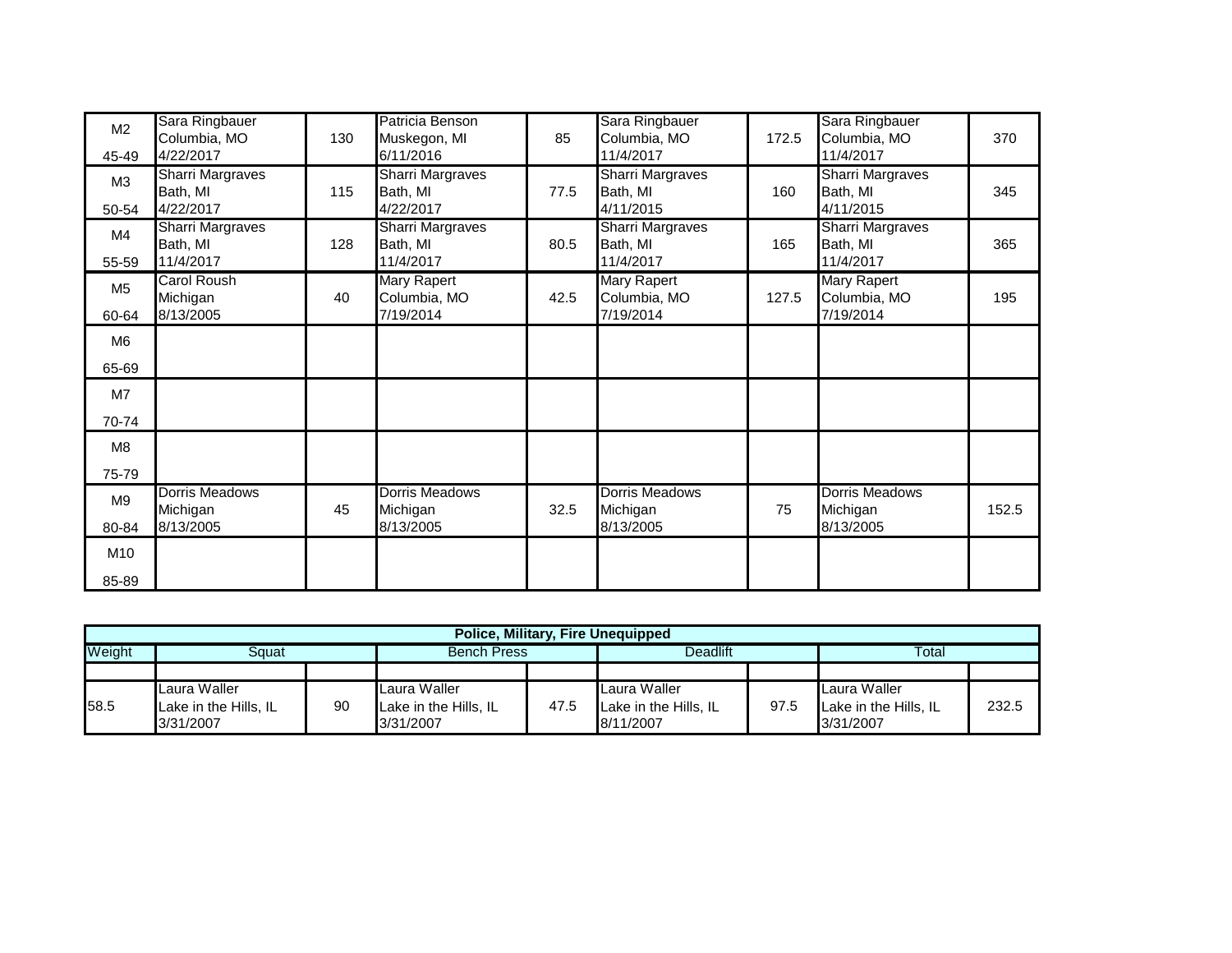| | | | | | | | | |
|---|---|---|---|---|---|---|---|---|
| M2 45-49 | Sara Ringbauer Columbia, MO 4/22/2017 | 130 | Patricia Benson Muskegon, MI 6/11/2016 | 85 | Sara Ringbauer Columbia, MO 11/4/2017 | 172.5 | Sara Ringbauer Columbia, MO 11/4/2017 | 370 |
| M3 50-54 | Sharri Margraves Bath, MI 4/22/2017 | 115 | Sharri Margraves Bath, MI 4/22/2017 | 77.5 | Sharri Margraves Bath, MI 4/11/2015 | 160 | Sharri Margraves Bath, MI 4/11/2015 | 345 |
| M4 55-59 | Sharri Margraves Bath, MI 11/4/2017 | 128 | Sharri Margraves Bath, MI 11/4/2017 | 80.5 | Sharri Margraves Bath, MI 11/4/2017 | 165 | Sharri Margraves Bath, MI 11/4/2017 | 365 |
| M5 60-64 | Carol Roush Michigan 8/13/2005 | 40 | Mary Rapert Columbia, MO 7/19/2014 | 42.5 | Mary Rapert Columbia, MO 7/19/2014 | 127.5 | Mary Rapert Columbia, MO 7/19/2014 | 195 |
| M6 65-69 | | | | | | | | |
| M7 70-74 | | | | | | | | |
| M8 75-79 | | | | | | | | |
| M9 80-84 | Dorris Meadows Michigan 8/13/2005 | 45 | Dorris Meadows Michigan 8/13/2005 | 32.5 | Dorris Meadows Michigan 8/13/2005 | 75 | Dorris Meadows Michigan 8/13/2005 | 152.5 |
| M10 85-89 | | | | | | | | |

| **Police, Military, Fire Unequipped** | | | | | | | | |
|---|---|---|---|---|---|---|---|---|
| Weight | Squat | | Bench Press | | Deadlift | | Total | |
| | | | | | | | | |
| 58.5 | Laura Waller Lake in the Hills, IL 3/31/2007 | 90 | Laura Waller Lake in the Hills, IL 3/31/2007 | 47.5 | Laura Waller Lake in the Hills, IL 8/11/2007 | 97.5 | Laura Waller Lake in the Hills, IL 3/31/2007 | 232.5 |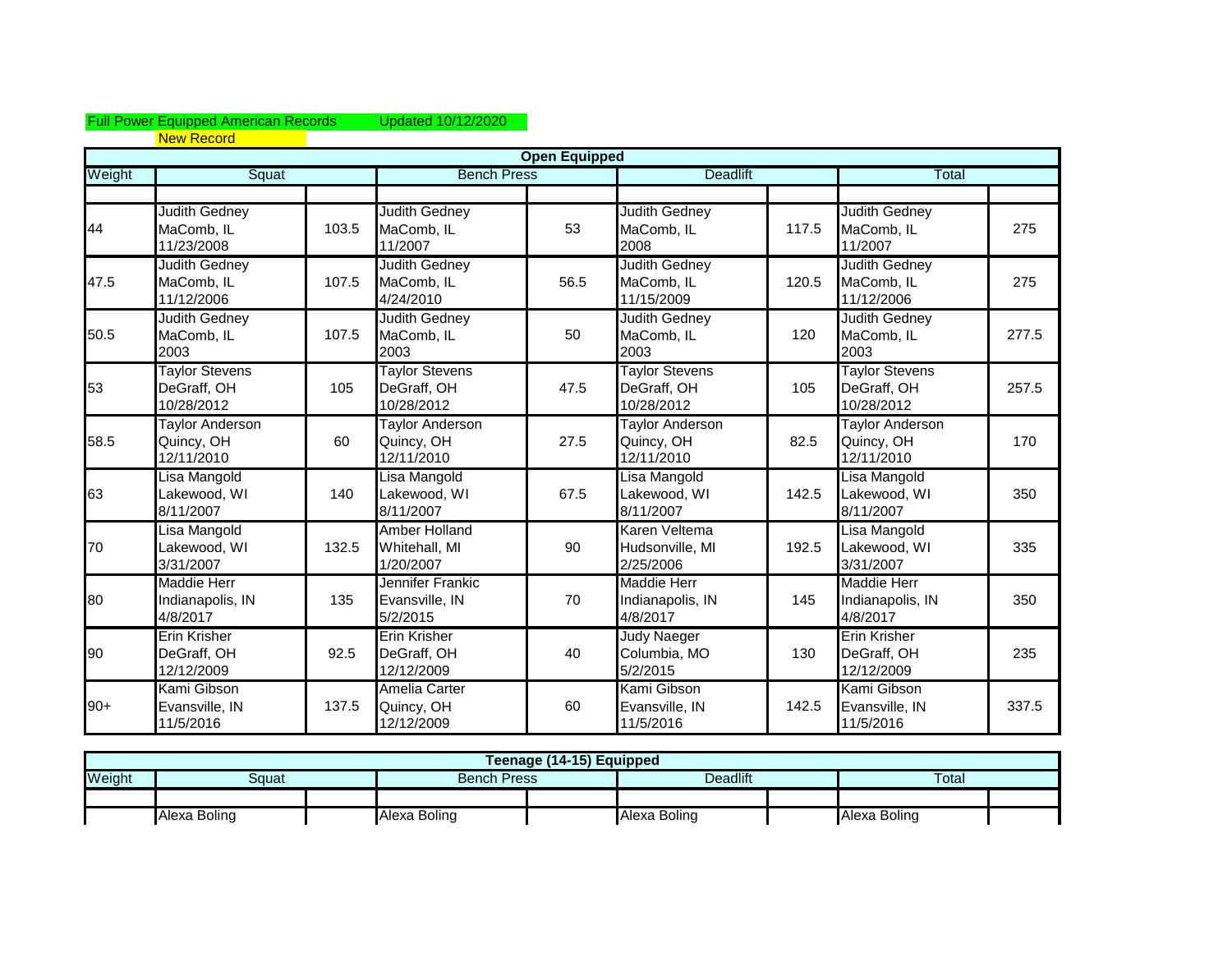Full Power Equipped American Records Updated 10/12/2020

New Record

| Open Equipped | | | | | | | | |
|---|---|---|---|---|---|---|---|---|
| Weight | Squat | | Bench Press | | Deadlift | | Total | |
| | | | | | | | | |
| 44 | Judith Gedney MaComb, IL 11/23/2008 | 103.5 | Judith Gedney MaComb, IL 11/2007 | 53 | Judith Gedney MaComb, IL 2008 | 117.5 | Judith Gedney MaComb, IL 11/2007 | 275 |
| 47.5 | Judith Gedney MaComb, IL 11/12/2006 | 107.5 | Judith Gedney MaComb, IL 4/24/2010 | 56.5 | Judith Gedney MaComb, IL 11/15/2009 | 120.5 | Judith Gedney MaComb, IL 11/12/2006 | 275 |
| 50.5 | Judith Gedney MaComb, IL 2003 | 107.5 | Judith Gedney MaComb, IL 2003 | 50 | Judith Gedney MaComb, IL 2003 | 120 | Judith Gedney MaComb, IL 2003 | 277.5 |
| 53 | Taylor Stevens DeGraff, OH 10/28/2012 | 105 | Taylor Stevens DeGraff, OH 10/28/2012 | 47.5 | Taylor Stevens DeGraff, OH 10/28/2012 | 105 | Taylor Stevens DeGraff, OH 10/28/2012 | 257.5 |
| 58.5 | Taylor Anderson Quincy, OH 12/11/2010 | 60 | Taylor Anderson Quincy, OH 12/11/2010 | 27.5 | Taylor Anderson Quincy, OH 12/11/2010 | 82.5 | Taylor Anderson Quincy, OH 12/11/2010 | 170 |
| 63 | Lisa Mangold Lakewood, WI 8/11/2007 | 140 | Lisa Mangold Lakewood, WI 8/11/2007 | 67.5 | Lisa Mangold Lakewood, WI 8/11/2007 | 142.5 | Lisa Mangold Lakewood, WI 8/11/2007 | 350 |
| 70 | Lisa Mangold Lakewood, WI 3/31/2007 | 132.5 | Amber Holland Whitehall, MI 1/20/2007 | 90 | Karen Veltema Hudsonville, MI 2/25/2006 | 192.5 | Lisa Mangold Lakewood, WI 3/31/2007 | 335 |
| 80 | Maddie Herr Indianapolis, IN 4/8/2017 | 135 | Jennifer Frankic Evansville, IN 5/2/2015 | 70 | Maddie Herr Indianapolis, IN 4/8/2017 | 145 | Maddie Herr Indianapolis, IN 4/8/2017 | 350 |
| 90 | Erin Krisher DeGraff, OH 12/12/2009 | 92.5 | Erin Krisher DeGraff, OH 12/12/2009 | 40 | Judy Naeger Columbia, MO 5/2/2015 | 130 | Erin Krisher DeGraff, OH 12/12/2009 | 235 |
| 90+ | Kami Gibson Evansville, IN 11/5/2016 | 137.5 | Amelia Carter Quincy, OH 12/12/2009 | 60 | Kami Gibson Evansville, IN 11/5/2016 | 142.5 | Kami Gibson Evansville, IN 11/5/2016 | 337.5 |

| Teenage (14-15) Equipped | | | | | | | | |
|---|---|---|---|---|---|---|---|---|
| Weight | Squat | | Bench Press | | Deadlift | | Total | |
| | | | | | | | | |
| | Alexa Boling | | Alexa Boling | | Alexa Boling | | Alexa Boling | |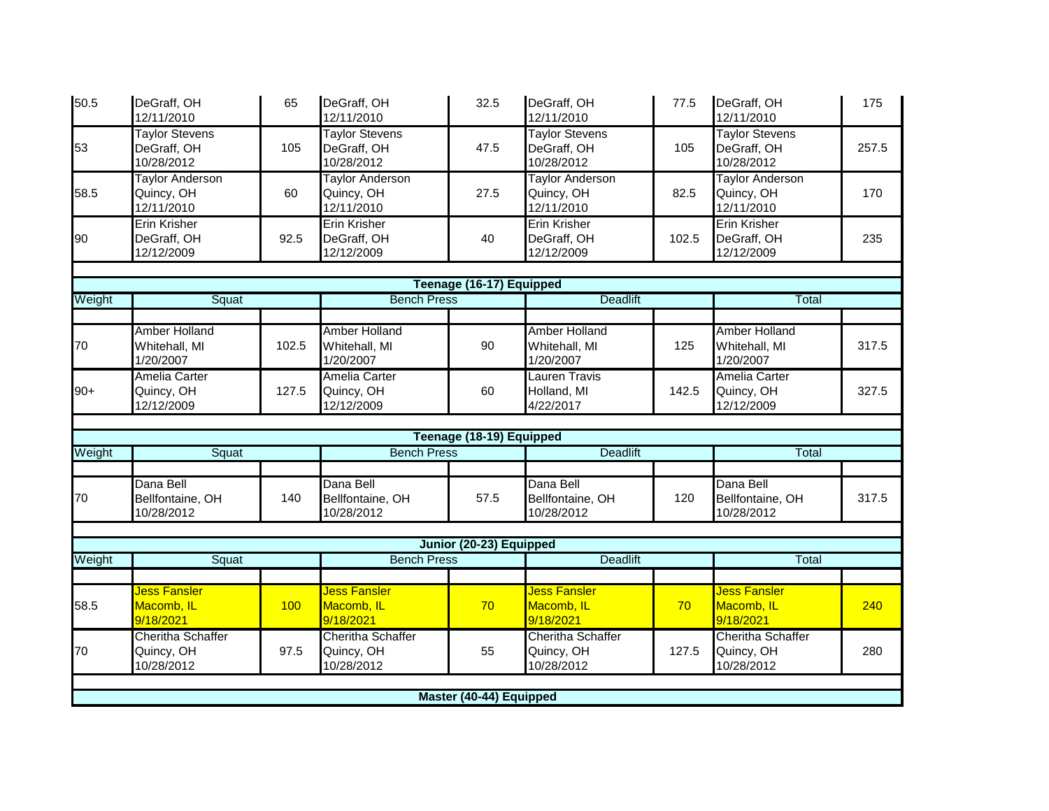| Weight | Squat | | Bench Press | | Deadlift | | Total | |
|---|---|---|---|---|---|---|---|---|
| 50.5 | DeGraff, OH 12/11/2010 | 65 | DeGraff, OH 12/11/2010 | 32.5 | DeGraff, OH 12/11/2010 | 77.5 | DeGraff, OH 12/11/2010 | 175 |
| 53 | Taylor Stevens DeGraff, OH 10/28/2012 | 105 | Taylor Stevens DeGraff, OH 10/28/2012 | 47.5 | Taylor Stevens DeGraff, OH 10/28/2012 | 105 | Taylor Stevens DeGraff, OH 10/28/2012 | 257.5 |
| 58.5 | Taylor Anderson Quincy, OH 12/11/2010 | 60 | Taylor Anderson Quincy, OH 12/11/2010 | 27.5 | Taylor Anderson Quincy, OH 12/11/2010 | 82.5 | Taylor Anderson Quincy, OH 12/11/2010 | 170 |
| 90 | Erin Krisher DeGraff, OH 12/12/2009 | 92.5 | Erin Krisher DeGraff, OH 12/12/2009 | 40 | Erin Krisher DeGraff, OH 12/12/2009 | 102.5 | Erin Krisher DeGraff, OH 12/12/2009 | 235 |

**Teenage (16-17) Equipped**

| Weight | Squat | | Bench Press | | Deadlift | | Total | |
|---|---|---|---|---|---|---|---|---|
| 70 | Amber Holland Whitehall, MI 1/20/2007 | 102.5 | Amber Holland Whitehall, MI 1/20/2007 | 90 | Amber Holland Whitehall, MI 1/20/2007 | 125 | Amber Holland Whitehall, MI 1/20/2007 | 317.5 |
| 90+ | Amelia Carter Quincy, OH 12/12/2009 | 127.5 | Amelia Carter Quincy, OH 12/12/2009 | 60 | Lauren Travis Holland, MI 4/22/2017 | 142.5 | Amelia Carter Quincy, OH 12/12/2009 | 327.5 |

**Teenage (18-19) Equipped**

| Weight | Squat | | Bench Press | | Deadlift | | Total | |
|---|---|---|---|---|---|---|---|---|
| 70 | Dana Bell Bellfontaine, OH 10/28/2012 | 140 | Dana Bell Bellfontaine, OH 10/28/2012 | 57.5 | Dana Bell Bellfontaine, OH 10/28/2012 | 120 | Dana Bell Bellfontaine, OH 10/28/2012 | 317.5 |

**Junior (20-23) Equipped**

| Weight | Squat | | Bench Press | | Deadlift | | Total | |
|---|---|---|---|---|---|---|---|---|
| 58.5 | Jess Fansler Macomb, IL 9/18/2021 | 100 | Jess Fansler Macomb, IL 9/18/2021 | 70 | Jess Fansler Macomb, IL 9/18/2021 | 70 | Jess Fansler Macomb, IL 9/18/2021 | 240 |
| 70 | Cheritha Schaffer Quincy, OH 10/28/2012 | 97.5 | Cheritha Schaffer Quincy, OH 10/28/2012 | 55 | Cheritha Schaffer Quincy, OH 10/28/2012 | 127.5 | Cheritha Schaffer Quincy, OH 10/28/2012 | 280 |

**Master (40-44) Equipped**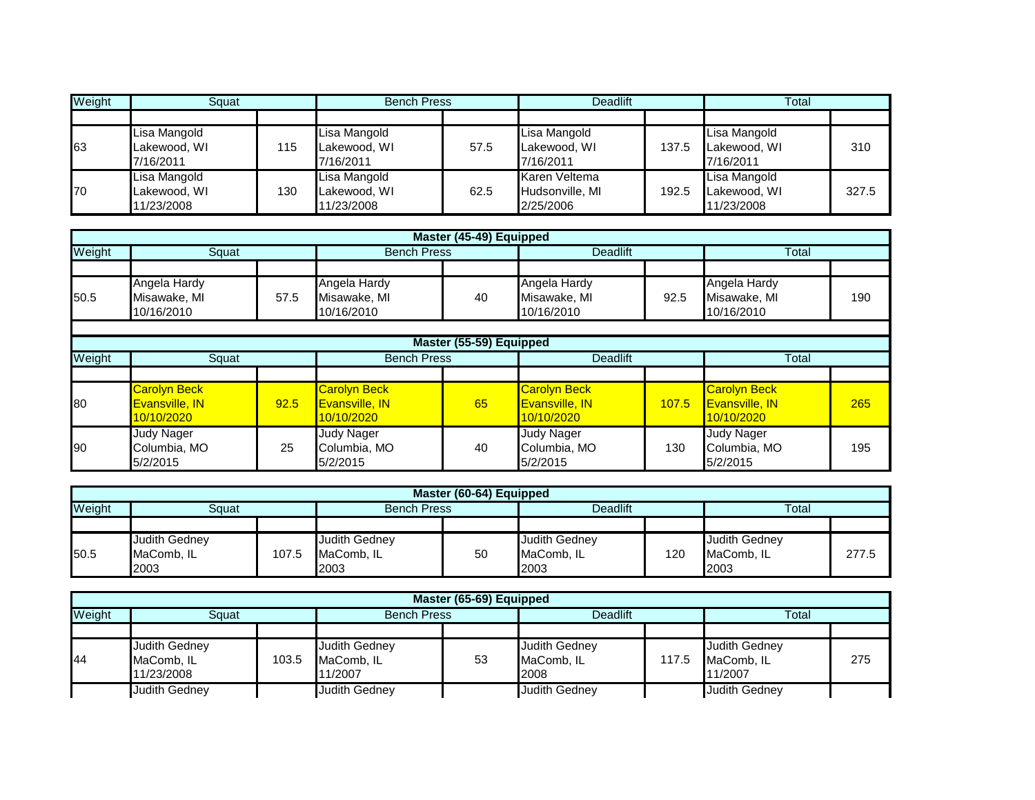| Weight | Squat | | Bench Press | | Deadlift | | Total | |
|---|---|---|---|---|---|---|---|---|
| | | | | | | | | |
| 63 | Lisa Mangold Lakewood, WI 7/16/2011 | 115 | Lisa Mangold Lakewood, WI 7/16/2011 | 57.5 | Lisa Mangold Lakewood, WI 7/16/2011 | 137.5 | Lisa Mangold Lakewood, WI 7/16/2011 | 310 |
| 70 | Lisa Mangold Lakewood, WI 11/23/2008 | 130 | Lisa Mangold Lakewood, WI 11/23/2008 | 62.5 | Karen Veltema Hudsonville, MI 2/25/2006 | 192.5 | Lisa Mangold Lakewood, WI 11/23/2008 | 327.5 |

## Master (45-49) Equipped

| Weight | Squat | | Bench Press | | Deadlift | | Total | |
|---|---|---|---|---|---|---|---|---|
| | | | | | | | | |
| 50.5 | Angela Hardy Misawake, MI 10/16/2010 | 57.5 | Angela Hardy Misawake, MI 10/16/2010 | 40 | Angela Hardy Misawake, MI 10/16/2010 | 92.5 | Angela Hardy Misawake, MI 10/16/2010 | 190 |

## Master (55-59) Equipped

| Weight | Squat | | Bench Press | | Deadlift | | Total | |
|---|---|---|---|---|---|---|---|---|
| | | | | | | | | |
| 80 | Carolyn Beck Evansville, IN 10/10/2020 | 92.5 | Carolyn Beck Evansville, IN 10/10/2020 | 65 | Carolyn Beck Evansville, IN 10/10/2020 | 107.5 | Carolyn Beck Evansville, IN 10/10/2020 | 265 |
| 90 | Judy Nager Columbia, MO 5/2/2015 | 25 | Judy Nager Columbia, MO 5/2/2015 | 40 | Judy Nager Columbia, MO 5/2/2015 | 130 | Judy Nager Columbia, MO 5/2/2015 | 195 |

## Master (60-64) Equipped

| Weight | Squat | | Bench Press | | Deadlift | | Total | |
|---|---|---|---|---|---|---|---|---|
| | | | | | | | | |
| 50.5 | Judith Gedney MaComb, IL 2003 | 107.5 | Judith Gedney MaComb, IL 2003 | 50 | Judith Gedney MaComb, IL 2003 | 120 | Judith Gedney MaComb, IL 2003 | 277.5 |

## Master (65-69) Equipped

| Weight | Squat | | Bench Press | | Deadlift | | Total | |
|---|---|---|---|---|---|---|---|---|
| | | | | | | | | |
| 44 | Judith Gedney MaComb, IL 11/23/2008 | 103.5 | Judith Gedney MaComb, IL 11/2007 | 53 | Judith Gedney MaComb, IL 2008 | 117.5 | Judith Gedney MaComb, IL 11/2007 | 275 |
| | Judith Gedney | | Judith Gedney | | Judith Gedney | | Judith Gedney | |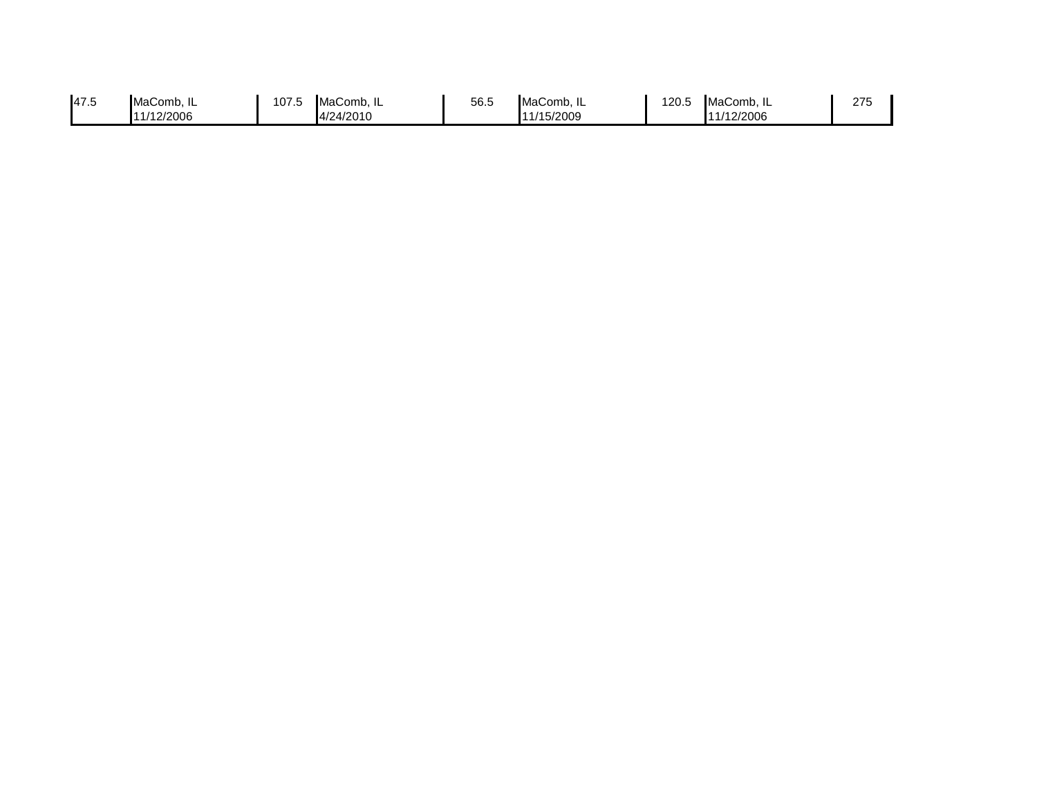| | | | | | | | | |
|---|---|---|---|---|---|---|---|---|
| 47.5 | MaComb, IL 11/12/2006 | 107.5 | MaComb, IL 4/24/2010 | 56.5 | MaComb, IL 11/15/2009 | 120.5 | MaComb, IL 11/12/2006 | 275 |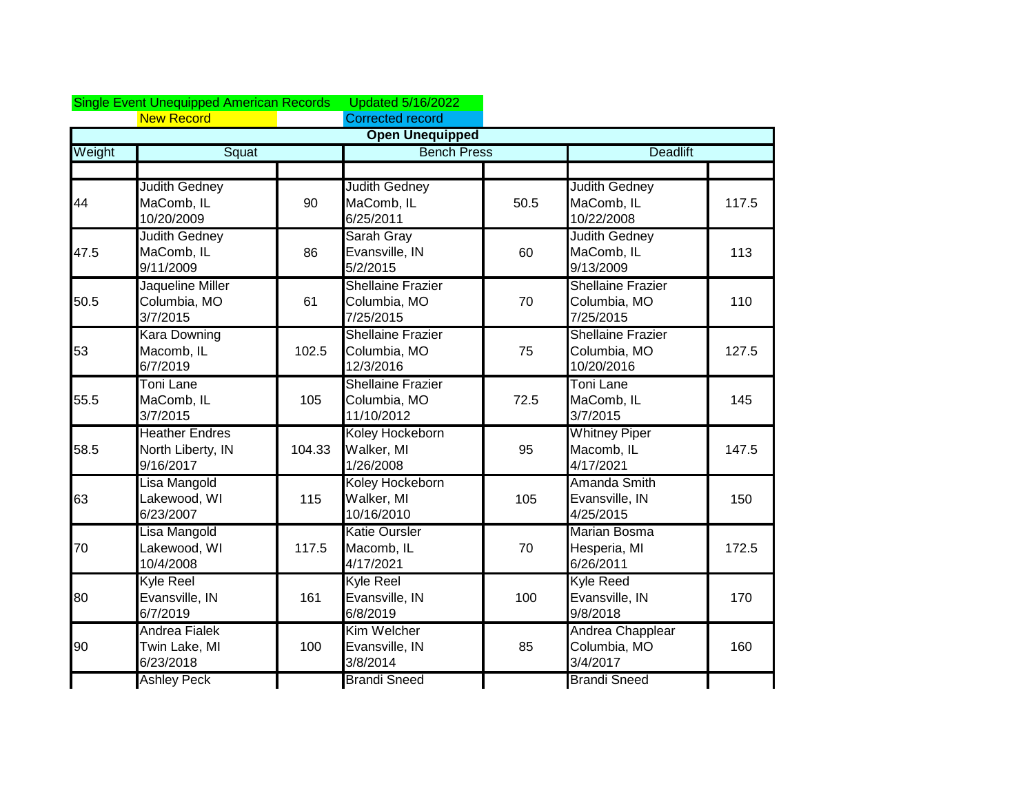Single Event Unequipped American Records Updated 5/16/2022

New Record | Corrected record

| Open Unequipped | | | | | | |
|---|---|---|---|---|---|---|
| Weight | Squat | | Bench Press | | Deadlift | |
| | | | | | | |
| 44 | Judith Gedney<br>MaComb, IL<br>10/20/2009 | 90 | Judith Gedney<br>MaComb, IL<br>6/25/2011 | 50.5 | Judith Gedney<br>MaComb, IL<br>10/22/2008 | 117.5 |
| 47.5 | Judith Gedney<br>MaComb, IL<br>9/11/2009 | 86 | Sarah Gray<br>Evansville, IN<br>5/2/2015 | 60 | Judith Gedney<br>MaComb, IL<br>9/13/2009 | 113 |
| 50.5 | Jaqueline Miller<br>Columbia, MO<br>3/7/2015 | 61 | Shellaine Frazier<br>Columbia, MO<br>7/25/2015 | 70 | Shellaine Frazier<br>Columbia, MO<br>7/25/2015 | 110 |
| 53 | Kara Downing<br>Macomb, IL<br>6/7/2019 | 102.5 | Shellaine Frazier<br>Columbia, MO<br>12/3/2016 | 75 | Shellaine Frazier<br>Columbia, MO<br>10/20/2016 | 127.5 |
| 55.5 | Toni Lane<br>MaComb, IL<br>3/7/2015 | 105 | Shellaine Frazier<br>Columbia, MO<br>11/10/2012 | 72.5 | Toni Lane<br>MaComb, IL<br>3/7/2015 | 145 |
| 58.5 | Heather Endres<br>North Liberty, IN<br>9/16/2017 | 104.33 | Koley Hockeborn<br>Walker, MI<br>1/26/2008 | 95 | Whitney Piper<br>Macomb, IL<br>4/17/2021 | 147.5 |
| 63 | Lisa Mangold<br>Lakewood, WI<br>6/23/2007 | 115 | Koley Hockeborn<br>Walker, MI<br>10/16/2010 | 105 | Amanda Smith<br>Evansville, IN<br>4/25/2015 | 150 |
| 70 | Lisa Mangold<br>Lakewood, WI<br>10/4/2008 | 117.5 | Katie Oursler<br>Macomb, IL<br>4/17/2021 | 70 | Marian Bosma<br>Hesperia, MI<br>6/26/2011 | 172.5 |
| 80 | Kyle Reel<br>Evansville, IN<br>6/7/2019 | 161 | Kyle Reel<br>Evansville, IN<br>6/8/2019 | 100 | Kyle Reed<br>Evansville, IN<br>9/8/2018 | 170 |
| 90 | Andrea Fialek<br>Twin Lake, MI<br>6/23/2018 | 100 | Kim Welcher<br>Evansville, IN<br>3/8/2014 | 85 | Andrea Chapplear<br>Columbia, MO<br>3/4/2017 | 160 |
| | Ashley Peck | | Brandi Sneed | | Brandi Sneed | |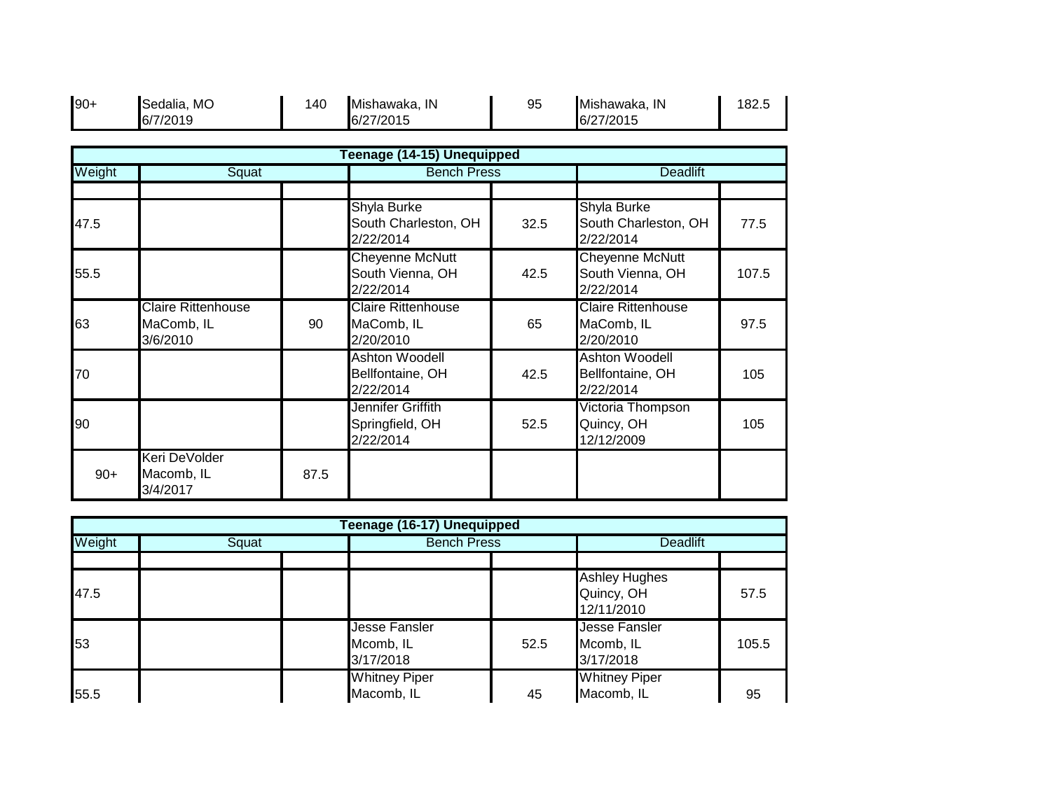| 90+ | Sedalia, MO 6/7/2019 | 140 | Mishawaka, IN 6/27/2015 | 95 | Mishawaka, IN 6/27/2015 | 182.5 |
|---|---|---|---|---|---|---|

| Teenage (14-15) Unequipped | | | | | | |
|---|---|---|---|---|---|---|
| Weight | Squat | | Bench Press | | Deadlift | |
| | | | | | | |
| 47.5 | | | Shyla Burke South Charleston, OH 2/22/2014 | 32.5 | Shyla Burke South Charleston, OH 2/22/2014 | 77.5 |
| 55.5 | | | Cheyenne McNutt South Vienna, OH 2/22/2014 | 42.5 | Cheyenne McNutt South Vienna, OH 2/22/2014 | 107.5 |
| 63 | Claire Rittenhouse MaComb, IL 3/6/2010 | 90 | Claire Rittenhouse MaComb, IL 2/20/2010 | 65 | Claire Rittenhouse MaComb, IL 2/20/2010 | 97.5 |
| 70 | | | Ashton Woodell Bellfontaine, OH 2/22/2014 | 42.5 | Ashton Woodell Bellfontaine, OH 2/22/2014 | 105 |
| 90 | | | Jennifer Griffith Springfield, OH 2/22/2014 | 52.5 | Victoria Thompson Quincy, OH 12/12/2009 | 105 |
| 90+ | Keri DeVolder Macomb, IL 3/4/2017 | 87.5 | | | | |

| Teenage (16-17) Unequipped | | | | | | |
|---|---|---|---|---|---|---|
| Weight | Squat | | Bench Press | | Deadlift | |
| | | | | | | |
| 47.5 | | | | | Ashley Hughes Quincy, OH 12/11/2010 | 57.5 |
| 53 | | | Jesse Fansler Mcomb, IL 3/17/2018 | 52.5 | Jesse Fansler Mcomb, IL 3/17/2018 | 105.5 |
| 55.5 | | | Whitney Piper Macomb, IL | 45 | Whitney Piper Macomb, IL | 95 |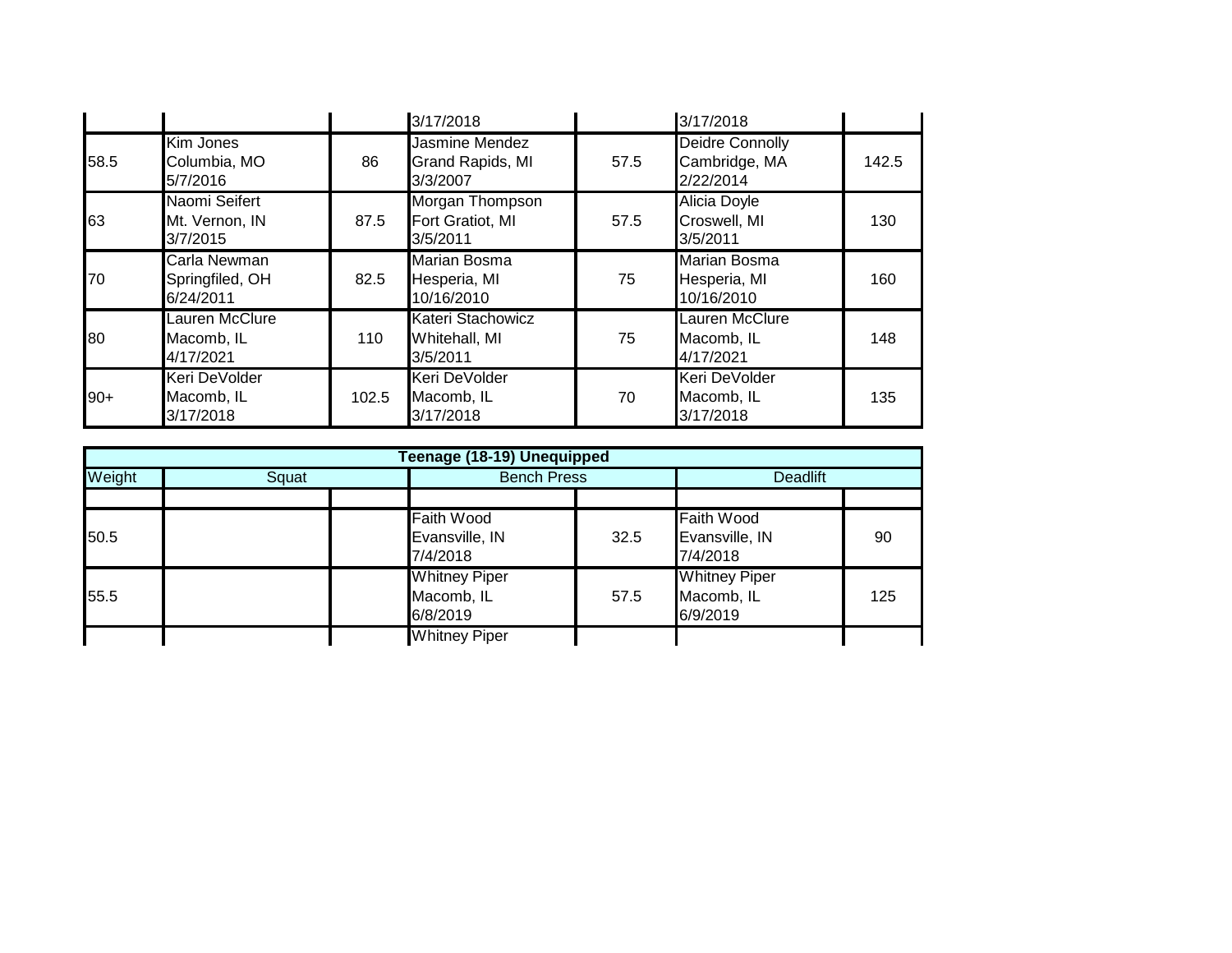| | | | | | | |
|---|---|---|---|---|---|---|
| | | | 3/17/2018 | | 3/17/2018 | |
| 58.5 | Kim Jones<br>Columbia, MO<br>5/7/2016 | 86 | Jasmine Mendez<br>Grand Rapids, MI<br>3/3/2007 | 57.5 | Deidre Connolly<br>Cambridge, MA<br>2/22/2014 | 142.5 |
| 63 | Naomi Seifert<br>Mt. Vernon, IN<br>3/7/2015 | 87.5 | Morgan Thompson<br>Fort Gratiot, MI<br>3/5/2011 | 57.5 | Alicia Doyle<br>Croswell, MI<br>3/5/2011 | 130 |
| 70 | Carla Newman<br>Springfiled, OH<br>6/24/2011 | 82.5 | Marian Bosma<br>Hesperia, MI<br>10/16/2010 | 75 | Marian Bosma<br>Hesperia, MI<br>10/16/2010 | 160 |
| 80 | Lauren McClure<br>Macomb, IL<br>4/17/2021 | 110 | Kateri Stachowicz<br>Whitehall, MI<br>3/5/2011 | 75 | Lauren McClure<br>Macomb, IL<br>4/17/2021 | 148 |
| 90+ | Keri DeVolder<br>Macomb, IL<br>3/17/2018 | 102.5 | Keri DeVolder<br>Macomb, IL<br>3/17/2018 | 70 | Keri DeVolder<br>Macomb, IL<br>3/17/2018 | 135 |

| **Teenage (18-19) Unequipped** | | | | | | |
|---|---|---|---|---|---|---|
| Weight | Squat | | Bench Press | | Deadlift | |
| | | | | | | |
| 50.5 | | | Faith Wood<br>Evansville, IN<br>7/4/2018 | 32.5 | Faith Wood<br>Evansville, IN<br>7/4/2018 | 90 |
| 55.5 | | | Whitney Piper<br>Macomb, IL<br>6/8/2019 | 57.5 | Whitney Piper<br>Macomb, IL<br>6/9/2019 | 125 |
| | | | Whitney Piper | | | |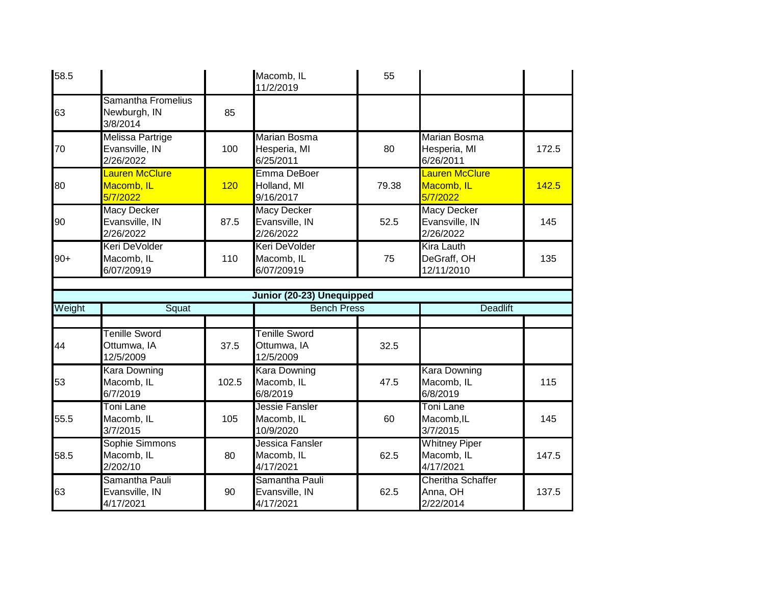| Weight | Squat | | Bench Press | | Deadlift | |
|---|---|---|---|---|---|---|
| 58.5 | | | Macomb, IL 11/2/2019 | 55 | | |
| 63 | Samantha Fromelius Newburgh, IN 3/8/2014 | 85 | | | | |
| 70 | Melissa Partrige Evansville, IN 2/26/2022 | 100 | Marian Bosma Hesperia, MI 6/25/2011 | 80 | Marian Bosma Hesperia, MI 6/26/2011 | 172.5 |
| 80 | Lauren McClure Macomb, IL 5/7/2022 | 120 | Emma DeBoer Holland, MI 9/16/2017 | 79.38 | Lauren McClure Macomb, IL 5/7/2022 | 142.5 |
| 90 | Macy Decker Evansville, IN 2/26/2022 | 87.5 | Macy Decker Evansville, IN 2/26/2022 | 52.5 | Macy Decker Evansville, IN 2/26/2022 | 145 |
| 90+ | Keri DeVolder Macomb, IL 6/07/20919 | 110 | Keri DeVolder Macomb, IL 6/07/20919 | 75 | Kira Lauth DeGraff, OH 12/11/2010 | 135 |

**Junior (20-23) Unequipped**

| Weight | Squat | | Bench Press | | Deadlift | |
|---|---|---|---|---|---|---|
| | | | | | | |
| 44 | Tenille Sword Ottumwa, IA 12/5/2009 | 37.5 | Tenille Sword Ottumwa, IA 12/5/2009 | 32.5 | | |
| 53 | Kara Downing Macomb, IL 6/7/2019 | 102.5 | Kara Downing Macomb, IL 6/8/2019 | 47.5 | Kara Downing Macomb, IL 6/8/2019 | 115 |
| 55.5 | Toni Lane Macomb, IL 3/7/2015 | 105 | Jessie Fansler Macomb, IL 10/9/2020 | 60 | Toni Lane Macomb,IL 3/7/2015 | 145 |
| 58.5 | Sophie Simmons Macomb, IL 2/202/10 | 80 | Jessica Fansler Macomb, IL 4/17/2021 | 62.5 | Whitney Piper Macomb, IL 4/17/2021 | 147.5 |
| 63 | Samantha Pauli Evansville, IN 4/17/2021 | 90 | Samantha Pauli Evansville, IN 4/17/2021 | 62.5 | Cheritha Schaffer Anna, OH 2/22/2014 | 137.5 |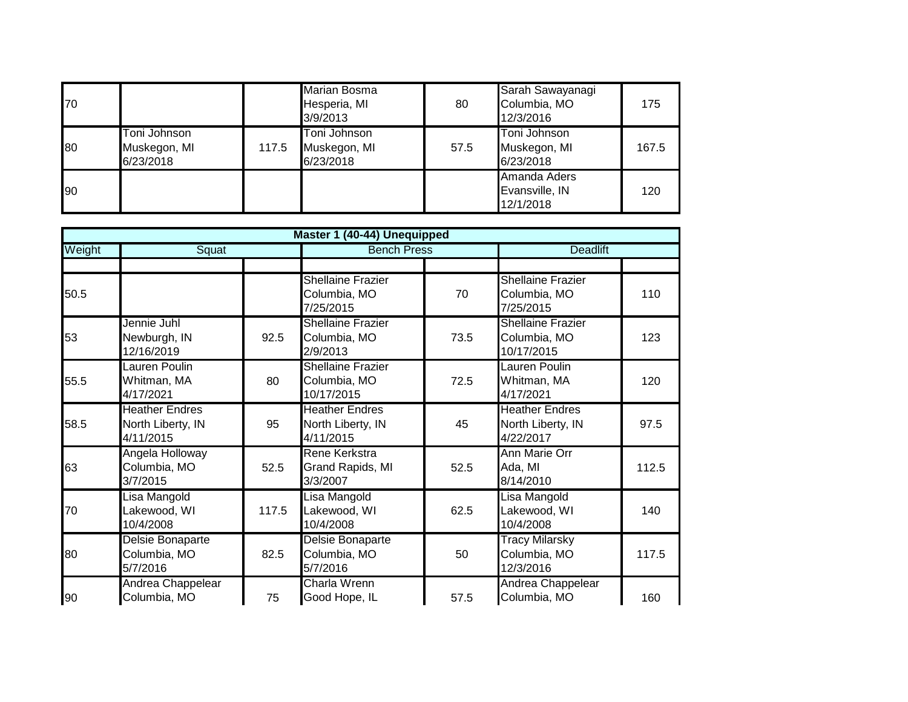| | | | | | | |
|---|---|---|---|---|---|---|
| 70 | | | Marian Bosma<br>Hesperia, MI<br>3/9/2013 | 80 | Sarah Sawayanagi<br>Columbia, MO<br>12/3/2016 | 175 |
| 80 | Toni Johnson<br>Muskegon, MI<br>6/23/2018 | 117.5 | Toni Johnson<br>Muskegon, MI<br>6/23/2018 | 57.5 | Toni Johnson<br>Muskegon, MI<br>6/23/2018 | 167.5 |
| 90 | | | | | Amanda Aders<br>Evansville, IN<br>12/1/2018 | 120 |

| Master 1 (40-44) Unequipped | | | | | | |
|---|---|---|---|---|---|---|
| Weight | Squat | | Bench Press | | Deadlift | |
| | | | | | | |
| 50.5 | | | Shellaine Frazier<br>Columbia, MO<br>7/25/2015 | 70 | Shellaine Frazier<br>Columbia, MO<br>7/25/2015 | 110 |
| 53 | Jennie Juhl<br>Newburgh, IN<br>12/16/2019 | 92.5 | Shellaine Frazier<br>Columbia, MO<br>2/9/2013 | 73.5 | Shellaine Frazier<br>Columbia, MO<br>10/17/2015 | 123 |
| 55.5 | Lauren Poulin<br>Whitman, MA<br>4/17/2021 | 80 | Shellaine Frazier<br>Columbia, MO<br>10/17/2015 | 72.5 | Lauren Poulin<br>Whitman, MA<br>4/17/2021 | 120 |
| 58.5 | Heather Endres<br>North Liberty, IN<br>4/11/2015 | 95 | Heather Endres<br>North Liberty, IN<br>4/11/2015 | 45 | Heather Endres<br>North Liberty, IN<br>4/22/2017 | 97.5 |
| 63 | Angela Holloway<br>Columbia, MO<br>3/7/2015 | 52.5 | Rene Kerkstra<br>Grand Rapids, MI<br>3/3/2007 | 52.5 | Ann Marie Orr<br>Ada, MI<br>8/14/2010 | 112.5 |
| 70 | Lisa Mangold<br>Lakewood, WI<br>10/4/2008 | 117.5 | Lisa Mangold<br>Lakewood, WI<br>10/4/2008 | 62.5 | Lisa Mangold<br>Lakewood, WI<br>10/4/2008 | 140 |
| 80 | Delsie Bonaparte<br>Columbia, MO<br>5/7/2016 | 82.5 | Delsie Bonaparte<br>Columbia, MO<br>5/7/2016 | 50 | Tracy Milarsky<br>Columbia, MO<br>12/3/2016 | 117.5 |
| 90 | Andrea Chappelear<br>Columbia, MO | 75 | Charla Wrenn<br>Good Hope, IL | 57.5 | Andrea Chappelear<br>Columbia, MO | 160 |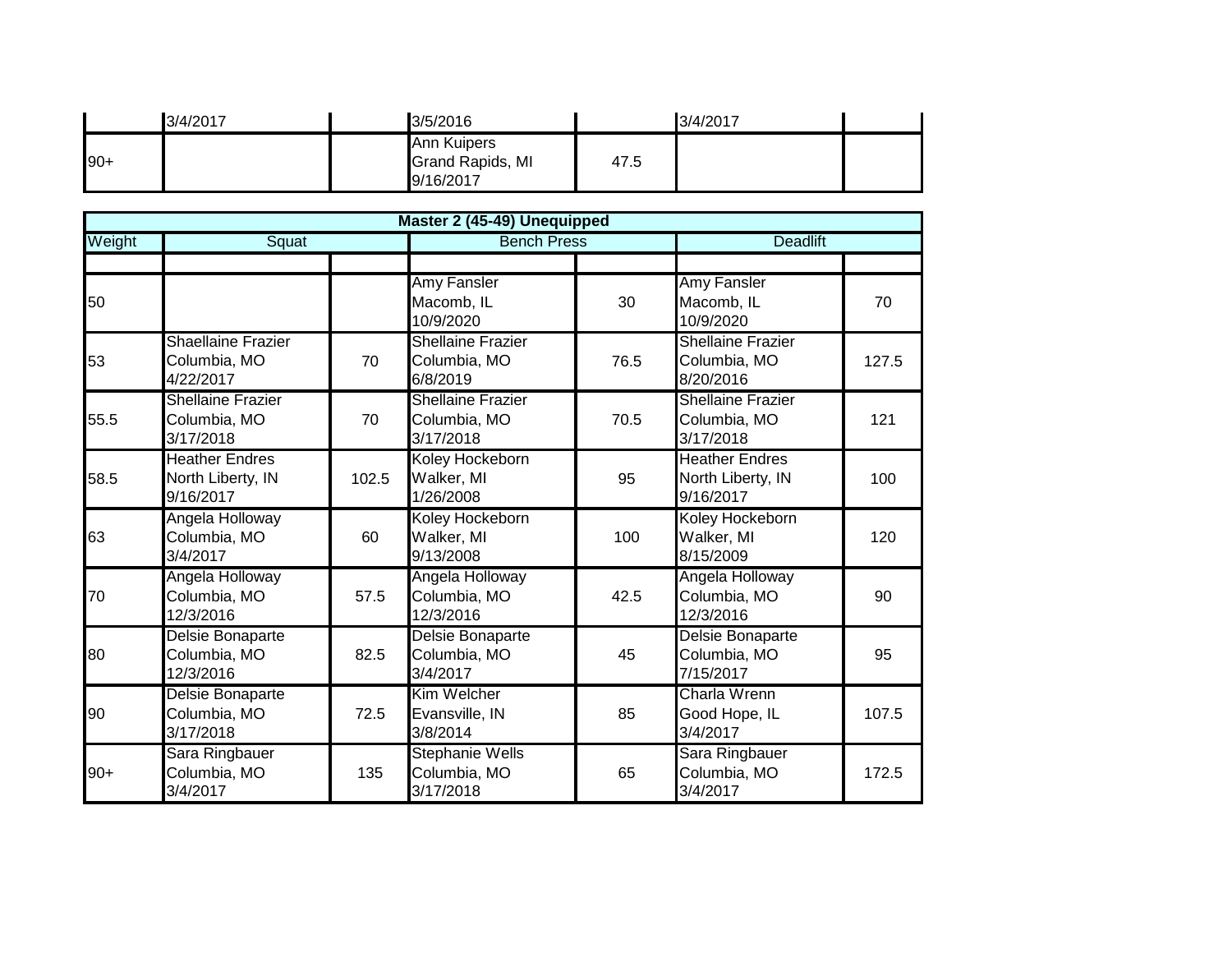| | | | | | | |
|---|---|---|---|---|---|---|
| | 3/4/2017 | | 3/5/2016 | | 3/4/2017 | |
| 90+ | | | Ann Kuipers<br>Grand Rapids, MI<br>9/16/2017 | 47.5 | | |

| **Master 2 (45-49) Unequipped** | | | | | | |
|---|---|---|---|---|---|---|
| Weight | Squat | | Bench Press | | Deadlift | |
| | | | | | | |
| 50 | | | Amy Fansler<br>Macomb, IL<br>10/9/2020 | 30 | Amy Fansler<br>Macomb, IL<br>10/9/2020 | 70 |
| 53 | Shaellaine Frazier<br>Columbia, MO<br>4/22/2017 | 70 | Shellaine Frazier<br>Columbia, MO<br>6/8/2019 | 76.5 | Shellaine Frazier<br>Columbia, MO<br>8/20/2016 | 127.5 |
| 55.5 | Shellaine Frazier<br>Columbia, MO<br>3/17/2018 | 70 | Shellaine Frazier<br>Columbia, MO<br>3/17/2018 | 70.5 | Shellaine Frazier<br>Columbia, MO<br>3/17/2018 | 121 |
| 58.5 | Heather Endres<br>North Liberty, IN<br>9/16/2017 | 102.5 | Koley Hockeborn<br>Walker, MI<br>1/26/2008 | 95 | Heather Endres<br>North Liberty, IN<br>9/16/2017 | 100 |
| 63 | Angela Holloway<br>Columbia, MO<br>3/4/2017 | 60 | Koley Hockeborn<br>Walker, MI<br>9/13/2008 | 100 | Koley Hockeborn<br>Walker, MI<br>8/15/2009 | 120 |
| 70 | Angela Holloway<br>Columbia, MO<br>12/3/2016 | 57.5 | Angela Holloway<br>Columbia, MO<br>12/3/2016 | 42.5 | Angela Holloway<br>Columbia, MO<br>12/3/2016 | 90 |
| 80 | Delsie Bonaparte<br>Columbia, MO<br>12/3/2016 | 82.5 | Delsie Bonaparte<br>Columbia, MO<br>3/4/2017 | 45 | Delsie Bonaparte<br>Columbia, MO<br>7/15/2017 | 95 |
| 90 | Delsie Bonaparte<br>Columbia, MO<br>3/17/2018 | 72.5 | Kim Welcher<br>Evansville, IN<br>3/8/2014 | 85 | Charla Wrenn<br>Good Hope, IL<br>3/4/2017 | 107.5 |
| 90+ | Sara Ringbauer<br>Columbia, MO<br>3/4/2017 | 135 | Stephanie Wells<br>Columbia, MO<br>3/17/2018 | 65 | Sara Ringbauer<br>Columbia, MO<br>3/4/2017 | 172.5 |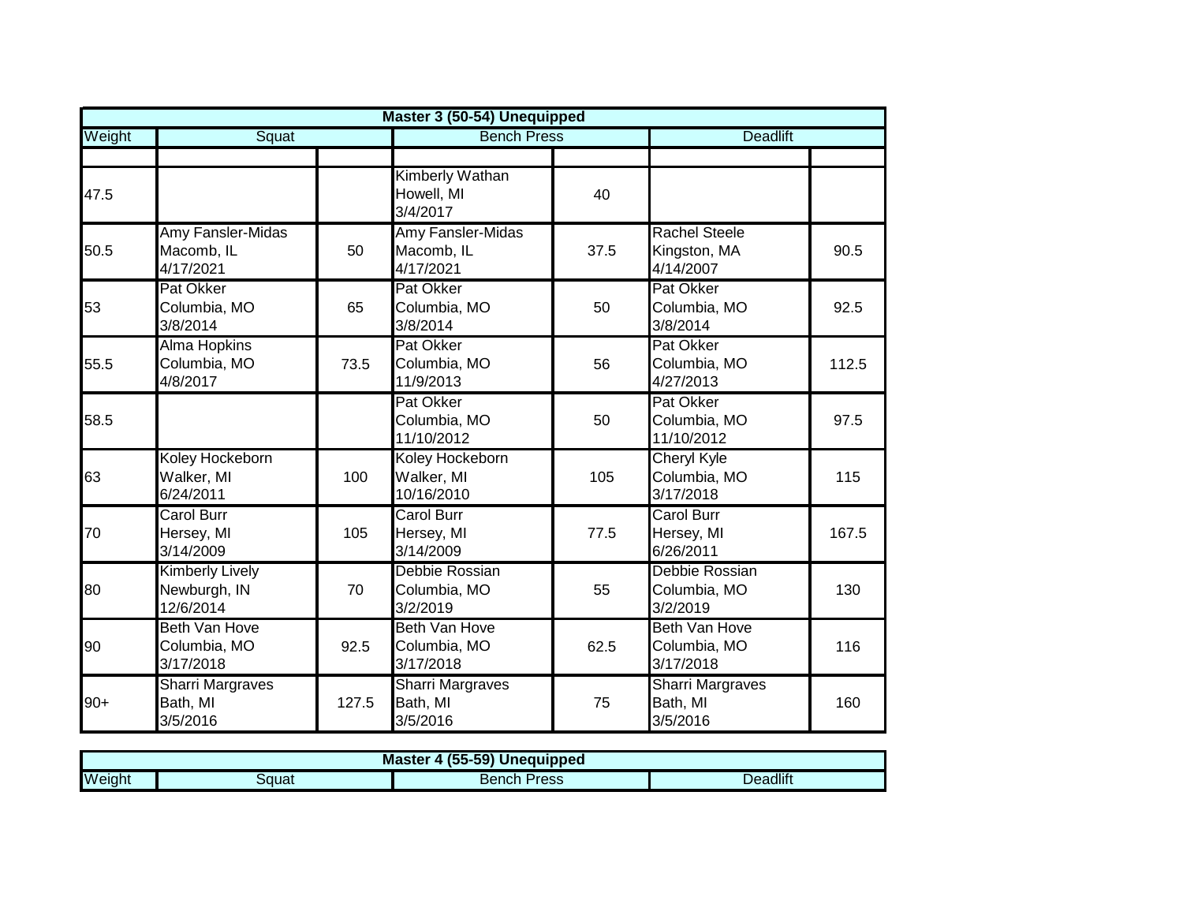| Master 3 (50-54) Unequipped | | | | | | |
|---|---|---|---|---|---|---|
| Weight | Squat | | Bench Press | | Deadlift | |
| | | | | | | |
| 47.5 | | | Kimberly Wathan Howell, MI 3/4/2017 | 40 | | |
| 50.5 | Amy Fansler-Midas Macomb, IL 4/17/2021 | 50 | Amy Fansler-Midas Macomb, IL 4/17/2021 | 37.5 | Rachel Steele Kingston, MA 4/14/2007 | 90.5 |
| 53 | Pat Okker Columbia, MO 3/8/2014 | 65 | Pat Okker Columbia, MO 3/8/2014 | 50 | Pat Okker Columbia, MO 3/8/2014 | 92.5 |
| 55.5 | Alma Hopkins Columbia, MO 4/8/2017 | 73.5 | Pat Okker Columbia, MO 11/9/2013 | 56 | Pat Okker Columbia, MO 4/27/2013 | 112.5 |
| 58.5 | | | Pat Okker Columbia, MO 11/10/2012 | 50 | Pat Okker Columbia, MO 11/10/2012 | 97.5 |
| 63 | Koley Hockeborn Walker, MI 6/24/2011 | 100 | Koley Hockeborn Walker, MI 10/16/2010 | 105 | Cheryl Kyle Columbia, MO 3/17/2018 | 115 |
| 70 | Carol Burr Hersey, MI 3/14/2009 | 105 | Carol Burr Hersey, MI 3/14/2009 | 77.5 | Carol Burr Hersey, MI 6/26/2011 | 167.5 |
| 80 | Kimberly Lively Newburgh, IN 12/6/2014 | 70 | Debbie Rossian Columbia, MO 3/2/2019 | 55 | Debbie Rossian Columbia, MO 3/2/2019 | 130 |
| 90 | Beth Van Hove Columbia, MO 3/17/2018 | 92.5 | Beth Van Hove Columbia, MO 3/17/2018 | 62.5 | Beth Van Hove Columbia, MO 3/17/2018 | 116 |
| 90+ | Sharri Margraves Bath, MI 3/5/2016 | 127.5 | Sharri Margraves Bath, MI 3/5/2016 | 75 | Sharri Margraves Bath, MI 3/5/2016 | 160 |

| Master 4 (55-59) Unequipped | | | | | | |
|---|---|---|---|---|---|---|
| Weight | Squat | | Bench Press | | Deadlift | |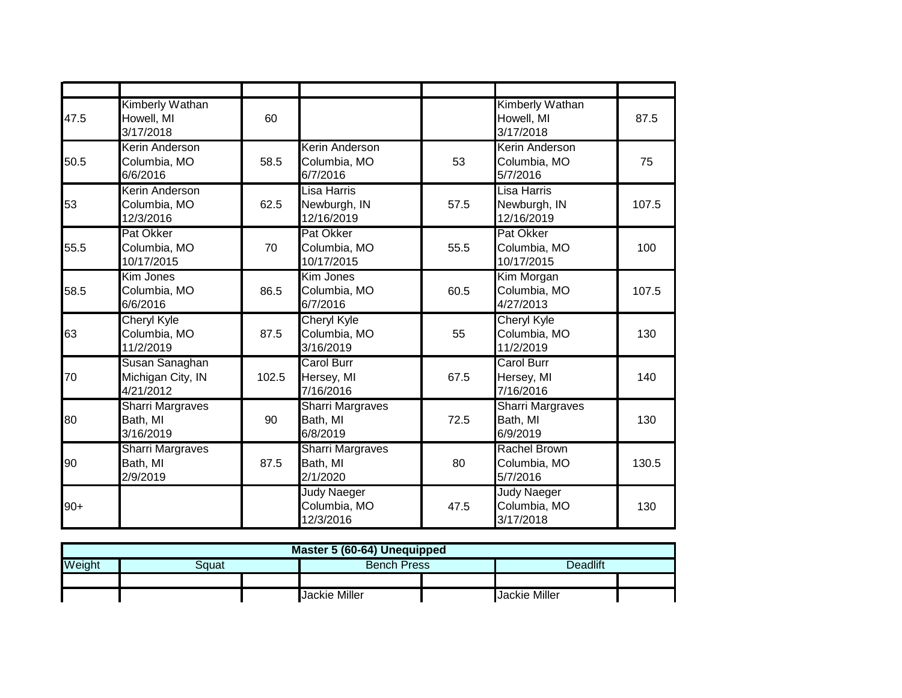| | | | | | | |
|---|---|---|---|---|---|---|
| | | | | | | |
| 47.5 | Kimberly Wathan Howell, MI 3/17/2018 | 60 | | | Kimberly Wathan Howell, MI 3/17/2018 | 87.5 |
| 50.5 | Kerin Anderson Columbia, MO 6/6/2016 | 58.5 | Kerin Anderson Columbia, MO 6/7/2016 | 53 | Kerin Anderson Columbia, MO 5/7/2016 | 75 |
| 53 | Kerin Anderson Columbia, MO 12/3/2016 | 62.5 | Lisa Harris Newburgh, IN 12/16/2019 | 57.5 | Lisa Harris Newburgh, IN 12/16/2019 | 107.5 |
| 55.5 | Pat Okker Columbia, MO 10/17/2015 | 70 | Pat Okker Columbia, MO 10/17/2015 | 55.5 | Pat Okker Columbia, MO 10/17/2015 | 100 |
| 58.5 | Kim Jones Columbia, MO 6/6/2016 | 86.5 | Kim Jones Columbia, MO 6/7/2016 | 60.5 | Kim Morgan Columbia, MO 4/27/2013 | 107.5 |
| 63 | Cheryl Kyle Columbia, MO 11/2/2019 | 87.5 | Cheryl Kyle Columbia, MO 3/16/2019 | 55 | Cheryl Kyle Columbia, MO 11/2/2019 | 130 |
| 70 | Susan Sanaghan Michigan City, IN 4/21/2012 | 102.5 | Carol Burr Hersey, MI 7/16/2016 | 67.5 | Carol Burr Hersey, MI 7/16/2016 | 140 |
| 80 | Sharri Margraves Bath, MI 3/16/2019 | 90 | Sharri Margraves Bath, MI 6/8/2019 | 72.5 | Sharri Margraves Bath, MI 6/9/2019 | 130 |
| 90 | Sharri Margraves Bath, MI 2/9/2019 | 87.5 | Sharri Margraves Bath, MI 2/1/2020 | 80 | Rachel Brown Columbia, MO 5/7/2016 | 130.5 |
| 90+ | | | Judy Naeger Columbia, MO 12/3/2016 | 47.5 | Judy Naeger Columbia, MO 3/17/2018 | 130 |

| Master 5 (60-64) Unequipped | | | | | | |
|---|---|---|---|---|---|---|
| Weight | Squat | | Bench Press | | Deadlift | |
| | | | | | | |
| | | | Jackie Miller | | Jackie Miller | |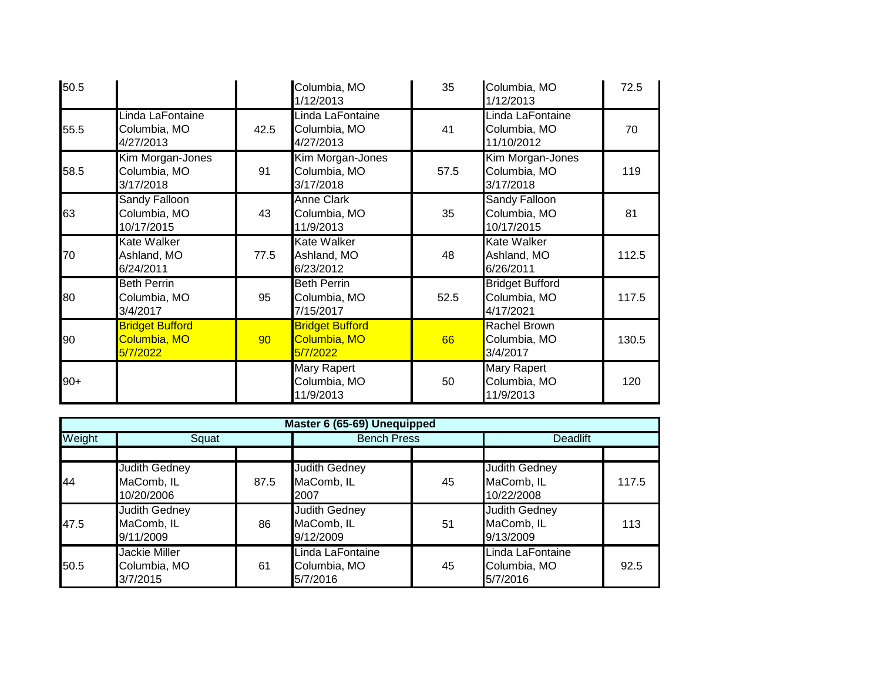| | | | | | | |
|---|---|---|---|---|---|---|
| 50.5 | | | Columbia, MO 1/12/2013 | 35 | Columbia, MO 1/12/2013 | 72.5 |
| 55.5 | Linda LaFontaine Columbia, MO 4/27/2013 | 42.5 | Linda LaFontaine Columbia, MO 4/27/2013 | 41 | Linda LaFontaine Columbia, MO 11/10/2012 | 70 |
| 58.5 | Kim Morgan-Jones Columbia, MO 3/17/2018 | 91 | Kim Morgan-Jones Columbia, MO 3/17/2018 | 57.5 | Kim Morgan-Jones Columbia, MO 3/17/2018 | 119 |
| 63 | Sandy Falloon Columbia, MO 10/17/2015 | 43 | Anne Clark Columbia, MO 11/9/2013 | 35 | Sandy Falloon Columbia, MO 10/17/2015 | 81 |
| 70 | Kate Walker Ashland, MO 6/24/2011 | 77.5 | Kate Walker Ashland, MO 6/23/2012 | 48 | Kate Walker Ashland, MO 6/26/2011 | 112.5 |
| 80 | Beth Perrin Columbia, MO 3/4/2017 | 95 | Beth Perrin Columbia, MO 7/15/2017 | 52.5 | Bridget Bufford Columbia, MO 4/17/2021 | 117.5 |
| 90 | Bridget Bufford Columbia, MO 5/7/2022 | 90 | Bridget Bufford Columbia, MO 5/7/2022 | 66 | Rachel Brown Columbia, MO 3/4/2017 | 130.5 |
| 90+ | | | Mary Rapert Columbia, MO 11/9/2013 | 50 | Mary Rapert Columbia, MO 11/9/2013 | 120 |

| **Master 6 (65-69) Unequipped** | | | | | | |
|---|---|---|---|---|---|---|
| Weight | Squat | | Bench Press | | Deadlift | |
| | | | | | | |
| 44 | Judith Gedney MaComb, IL 10/20/2006 | 87.5 | Judith Gedney MaComb, IL 2007 | 45 | Judith Gedney MaComb, IL 10/22/2008 | 117.5 |
| 47.5 | Judith Gedney MaComb, IL 9/11/2009 | 86 | Judith Gedney MaComb, IL 9/12/2009 | 51 | Judith Gedney MaComb, IL 9/13/2009 | 113 |
| 50.5 | Jackie Miller Columbia, MO 3/7/2015 | 61 | Linda LaFontaine Columbia, MO 5/7/2016 | 45 | Linda LaFontaine Columbia, MO 5/7/2016 | 92.5 |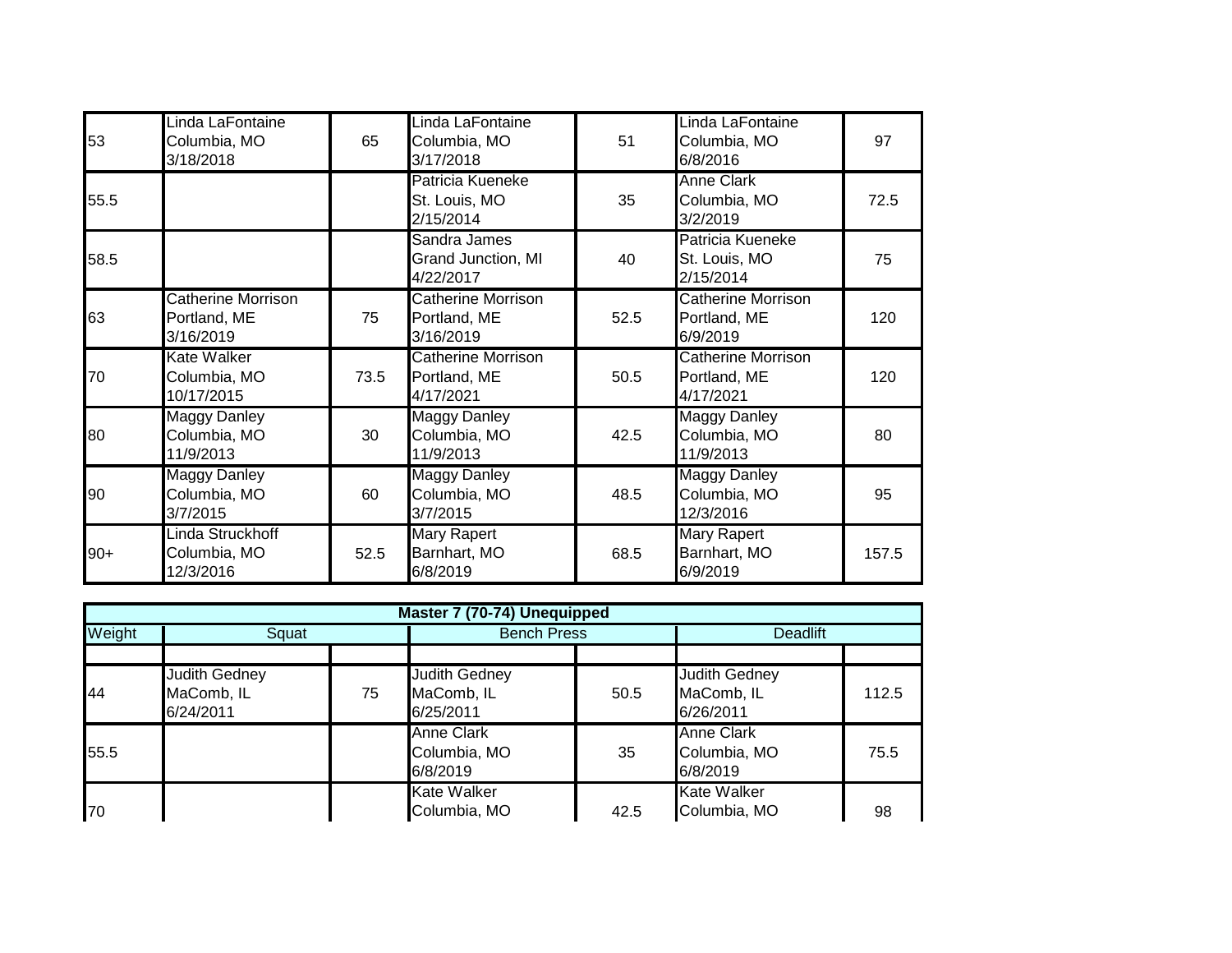| Weight | Squat | | Bench Press | | Deadlift | |
|---|---|---|---|---|---|---|
| 53 | Linda LaFontaine Columbia, MO 3/18/2018 | 65 | Linda LaFontaine Columbia, MO 3/17/2018 | 51 | Linda LaFontaine Columbia, MO 6/8/2016 | 97 |
| 55.5 | | | Patricia Kueneke St. Louis, MO 2/15/2014 | 35 | Anne Clark Columbia, MO 3/2/2019 | 72.5 |
| 58.5 | | | Sandra James Grand Junction, MI 4/22/2017 | 40 | Patricia Kueneke St. Louis, MO 2/15/2014 | 75 |
| 63 | Catherine Morrison Portland, ME 3/16/2019 | 75 | Catherine Morrison Portland, ME 3/16/2019 | 52.5 | Catherine Morrison Portland, ME 6/9/2019 | 120 |
| 70 | Kate Walker Columbia, MO 10/17/2015 | 73.5 | Catherine Morrison Portland, ME 4/17/2021 | 50.5 | Catherine Morrison Portland, ME 4/17/2021 | 120 |
| 80 | Maggy Danley Columbia, MO 11/9/2013 | 30 | Maggy Danley Columbia, MO 11/9/2013 | 42.5 | Maggy Danley Columbia, MO 11/9/2013 | 80 |
| 90 | Maggy Danley Columbia, MO 3/7/2015 | 60 | Maggy Danley Columbia, MO 3/7/2015 | 48.5 | Maggy Danley Columbia, MO 12/3/2016 | 95 |
| 90+ | Linda Struckhoff Columbia, MO 12/3/2016 | 52.5 | Mary Rapert Barnhart, MO 6/8/2019 | 68.5 | Mary Rapert Barnhart, MO 6/9/2019 | 157.5 |

**Master 7 (70-74) Unequipped**

| Weight | Squat | | Bench Press | | Deadlift | |
|---|---|---|---|---|---|---|
| | | | | | | |
| 44 | Judith Gedney MaComb, IL 6/24/2011 | 75 | Judith Gedney MaComb, IL 6/25/2011 | 50.5 | Judith Gedney MaComb, IL 6/26/2011 | 112.5 |
| 55.5 | | | Anne Clark Columbia, MO 6/8/2019 | 35 | Anne Clark Columbia, MO 6/8/2019 | 75.5 |
| 70 | | | Kate Walker Columbia, MO | 42.5 | Kate Walker Columbia, MO | 98 |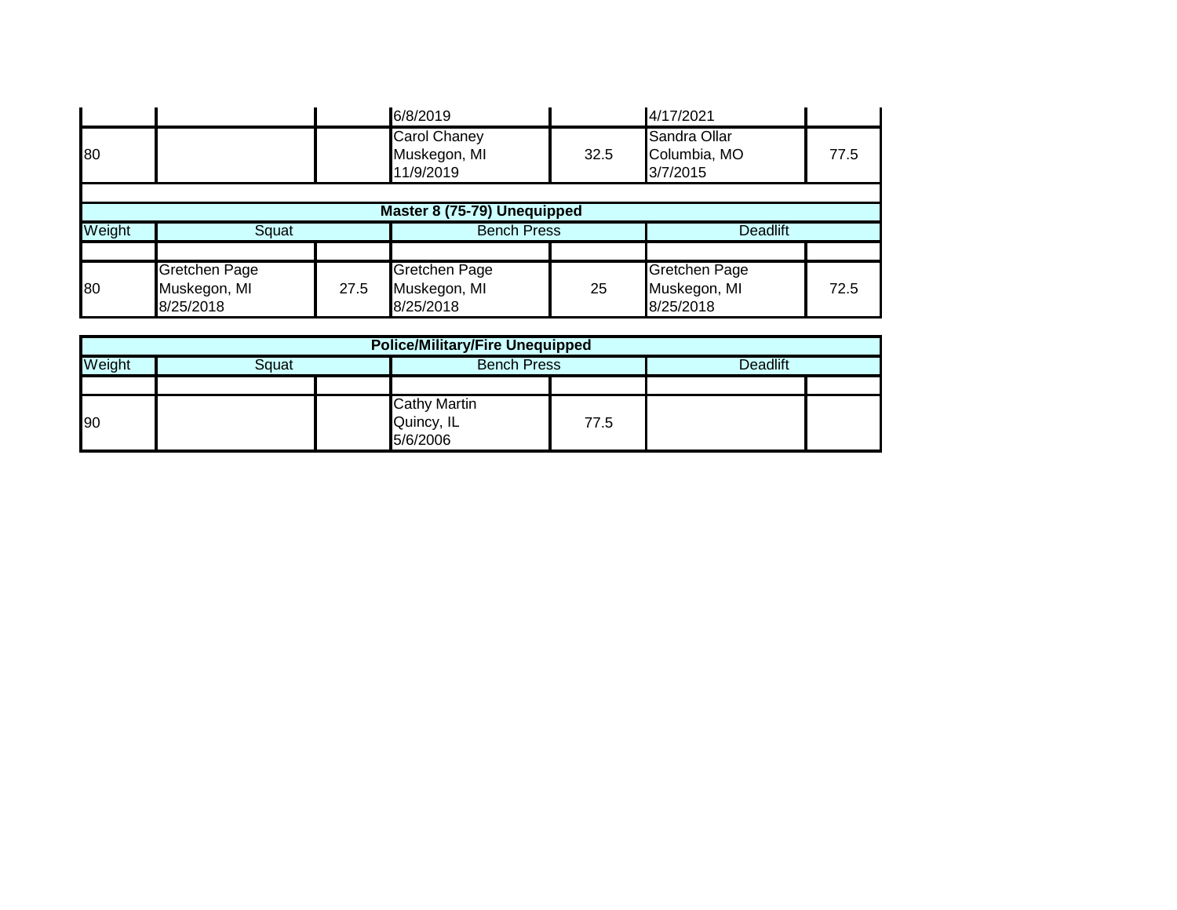| | | | | | | |
|---|---|---|---|---|---|---|
| | | | 6/8/2019 | | 4/17/2021 | |
| 80 | | | Carol Chaney<br>Muskegon, MI<br>11/9/2019 | 32.5 | Sandra Ollar<br>Columbia, MO<br>3/7/2015 | 77.5 |

| **Master 8 (75-79) Unequipped** | | | | | | |
|---|---|---|---|---|---|---|
| Weight | Squat | | Bench Press | | Deadlift | |
| | | | | | | |
| 80 | Gretchen Page<br>Muskegon, MI<br>8/25/2018 | 27.5 | Gretchen Page<br>Muskegon, MI<br>8/25/2018 | 25 | Gretchen Page<br>Muskegon, MI<br>8/25/2018 | 72.5 |

| **Police/Military/Fire Unequipped** | | | | | | |
|---|---|---|---|---|---|---|
| Weight | Squat | | Bench Press | | Deadlift | |
| | | | | | | |
| 90 | | | Cathy Martin<br>Quincy, IL<br>5/6/2006 | 77.5 | | |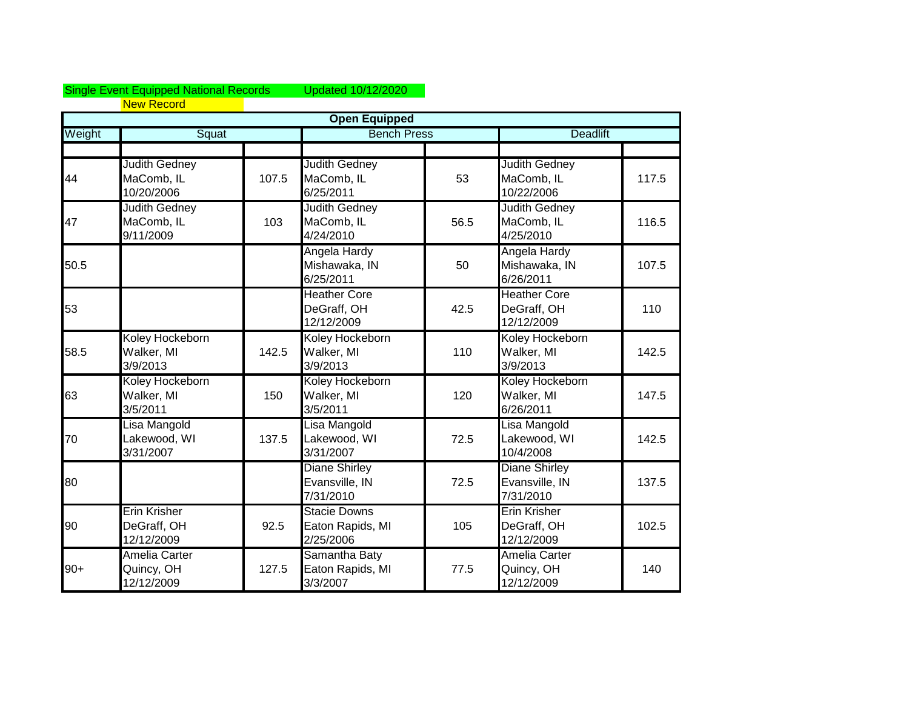Single Event Equipped National Records    Updated 10/12/2020

New Record

| Open Equipped | | | | | | |
|---|---|---|---|---|---|---|
| Weight | Squat | | Bench Press | | Deadlift | |
| | | | | | | |
| 44 | Judith Gedney MaComb, IL 10/20/2006 | 107.5 | Judith Gedney MaComb, IL 6/25/2011 | 53 | Judith Gedney MaComb, IL 10/22/2006 | 117.5 |
| 47 | Judith Gedney MaComb, IL 9/11/2009 | 103 | Judith Gedney MaComb, IL 4/24/2010 | 56.5 | Judith Gedney MaComb, IL 4/25/2010 | 116.5 |
| 50.5 | | | Angela Hardy Mishawaka, IN 6/25/2011 | 50 | Angela Hardy Mishawaka, IN 6/26/2011 | 107.5 |
| 53 | | | Heather Core DeGraff, OH 12/12/2009 | 42.5 | Heather Core DeGraff, OH 12/12/2009 | 110 |
| 58.5 | Koley Hockeborn Walker, MI 3/9/2013 | 142.5 | Koley Hockeborn Walker, MI 3/9/2013 | 110 | Koley Hockeborn Walker, MI 3/9/2013 | 142.5 |
| 63 | Koley Hockeborn Walker, MI 3/5/2011 | 150 | Koley Hockeborn Walker, MI 3/5/2011 | 120 | Koley Hockeborn Walker, MI 6/26/2011 | 147.5 |
| 70 | Lisa Mangold Lakewood, WI 3/31/2007 | 137.5 | Lisa Mangold Lakewood, WI 3/31/2007 | 72.5 | Lisa Mangold Lakewood, WI 10/4/2008 | 142.5 |
| 80 | | | Diane Shirley Evansville, IN 7/31/2010 | 72.5 | Diane Shirley Evansville, IN 7/31/2010 | 137.5 |
| 90 | Erin Krisher DeGraff, OH 12/12/2009 | 92.5 | Stacie Downs Eaton Rapids, MI 2/25/2006 | 105 | Erin Krisher DeGraff, OH 12/12/2009 | 102.5 |
| 90+ | Amelia Carter Quincy, OH 12/12/2009 | 127.5 | Samantha Baty Eaton Rapids, MI 3/3/2007 | 77.5 | Amelia Carter Quincy, OH 12/12/2009 | 140 |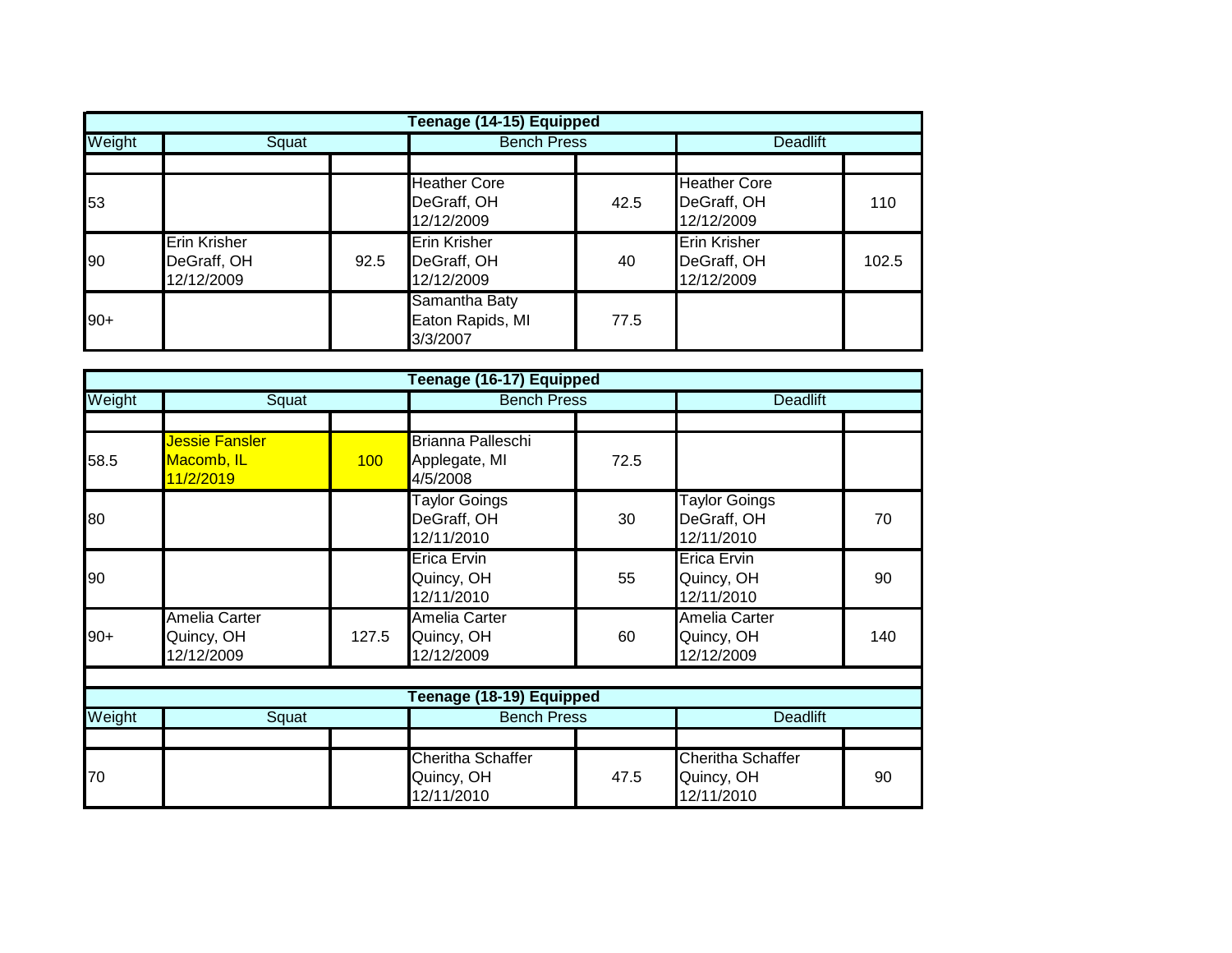| Teenage (14-15) Equipped | | | | | | |
|---|---|---|---|---|---|---|
| Weight | Squat | | Bench Press | | Deadlift | |
| | | | | | | |
| 53 | | | Heather Core DeGraff, OH 12/12/2009 | 42.5 | Heather Core DeGraff, OH 12/12/2009 | 110 |
| 90 | Erin Krisher DeGraff, OH 12/12/2009 | 92.5 | Erin Krisher DeGraff, OH 12/12/2009 | 40 | Erin Krisher DeGraff, OH 12/12/2009 | 102.5 |
| 90+ | | | Samantha Baty Eaton Rapids, MI 3/3/2007 | 77.5 | | |

| Teenage (16-17) Equipped | | | | | | |
|---|---|---|---|---|---|---|
| Weight | Squat | | Bench Press | | Deadlift | |
| | | | | | | |
| 58.5 | Jessie Fansler Macomb, IL 11/2/2019 | 100 | Brianna Palleschi Applegate, MI 4/5/2008 | 72.5 | | |
| 80 | | | Taylor Goings DeGraff, OH 12/11/2010 | 30 | Taylor Goings DeGraff, OH 12/11/2010 | 70 |
| 90 | | | Erica Ervin Quincy, OH 12/11/2010 | 55 | Erica Ervin Quincy, OH 12/11/2010 | 90 |
| 90+ | Amelia Carter Quincy, OH 12/12/2009 | 127.5 | Amelia Carter Quincy, OH 12/12/2009 | 60 | Amelia Carter Quincy, OH 12/12/2009 | 140 |

| Teenage (18-19) Equipped | | | | | | |
|---|---|---|---|---|---|---|
| Weight | Squat | | Bench Press | | Deadlift | |
| | | | | | | |
| 70 | | | Cheritha Schaffer Quincy, OH 12/11/2010 | 47.5 | Cheritha Schaffer Quincy, OH 12/11/2010 | 90 |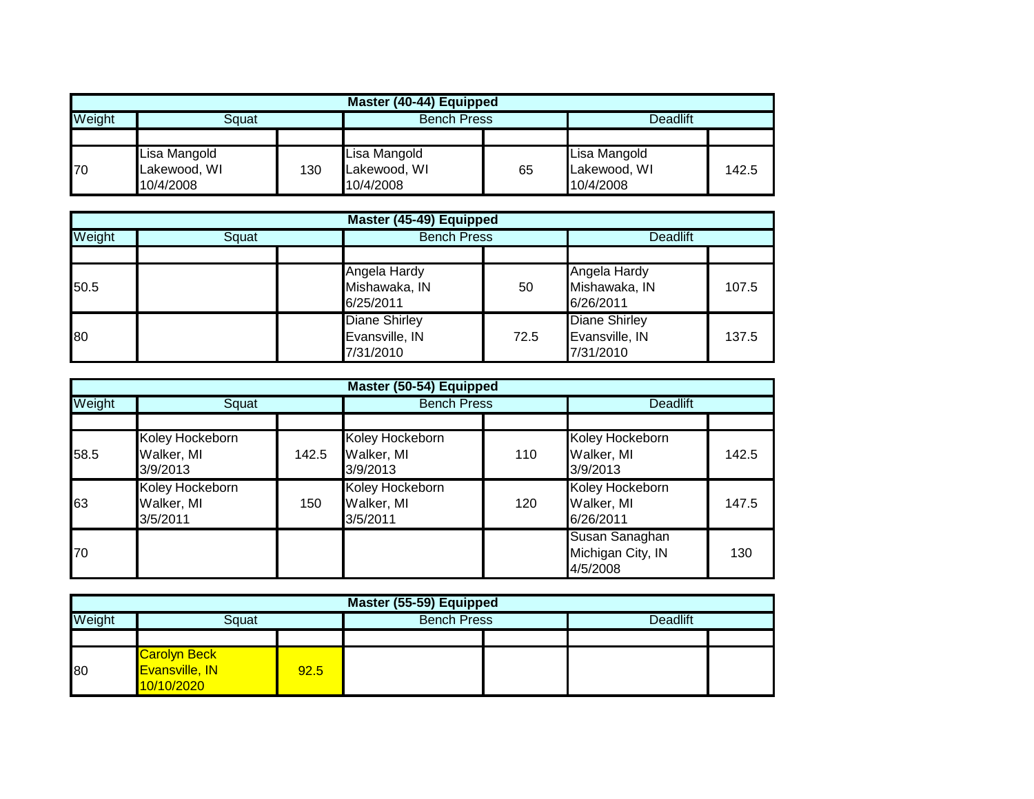| Master (40-44) Equipped | | | | | | |
|---|---|---|---|---|---|---|
| Weight | Squat | | Bench Press | | Deadlift | |
| | | | | | | |
| 70 | Lisa Mangold Lakewood, WI 10/4/2008 | 130 | Lisa Mangold Lakewood, WI 10/4/2008 | 65 | Lisa Mangold Lakewood, WI 10/4/2008 | 142.5 |

| Master (45-49) Equipped | | | | | | |
|---|---|---|---|---|---|---|
| Weight | Squat | | Bench Press | | Deadlift | |
| | | | | | | |
| 50.5 | | | Angela Hardy Mishawaka, IN 6/25/2011 | 50 | Angela Hardy Mishawaka, IN 6/26/2011 | 107.5 |
| 80 | | | Diane Shirley Evansville, IN 7/31/2010 | 72.5 | Diane Shirley Evansville, IN 7/31/2010 | 137.5 |

| Master (50-54) Equipped | | | | | | |
|---|---|---|---|---|---|---|
| Weight | Squat | | Bench Press | | Deadlift | |
| | | | | | | |
| 58.5 | Koley Hockeborn Walker, MI 3/9/2013 | 142.5 | Koley Hockeborn Walker, MI 3/9/2013 | 110 | Koley Hockeborn Walker, MI 3/9/2013 | 142.5 |
| 63 | Koley Hockeborn Walker, MI 3/5/2011 | 150 | Koley Hockeborn Walker, MI 3/5/2011 | 120 | Koley Hockeborn Walker, MI 6/26/2011 | 147.5 |
| 70 | | | | | Susan Sanaghan Michigan City, IN 4/5/2008 | 130 |

| Master (55-59) Equipped | | | | | | |
|---|---|---|---|---|---|---|
| Weight | Squat | | Bench Press | | Deadlift | |
| | | | | | | |
| 80 | Carolyn Beck Evansville, IN 10/10/2020 | 92.5 | | | | |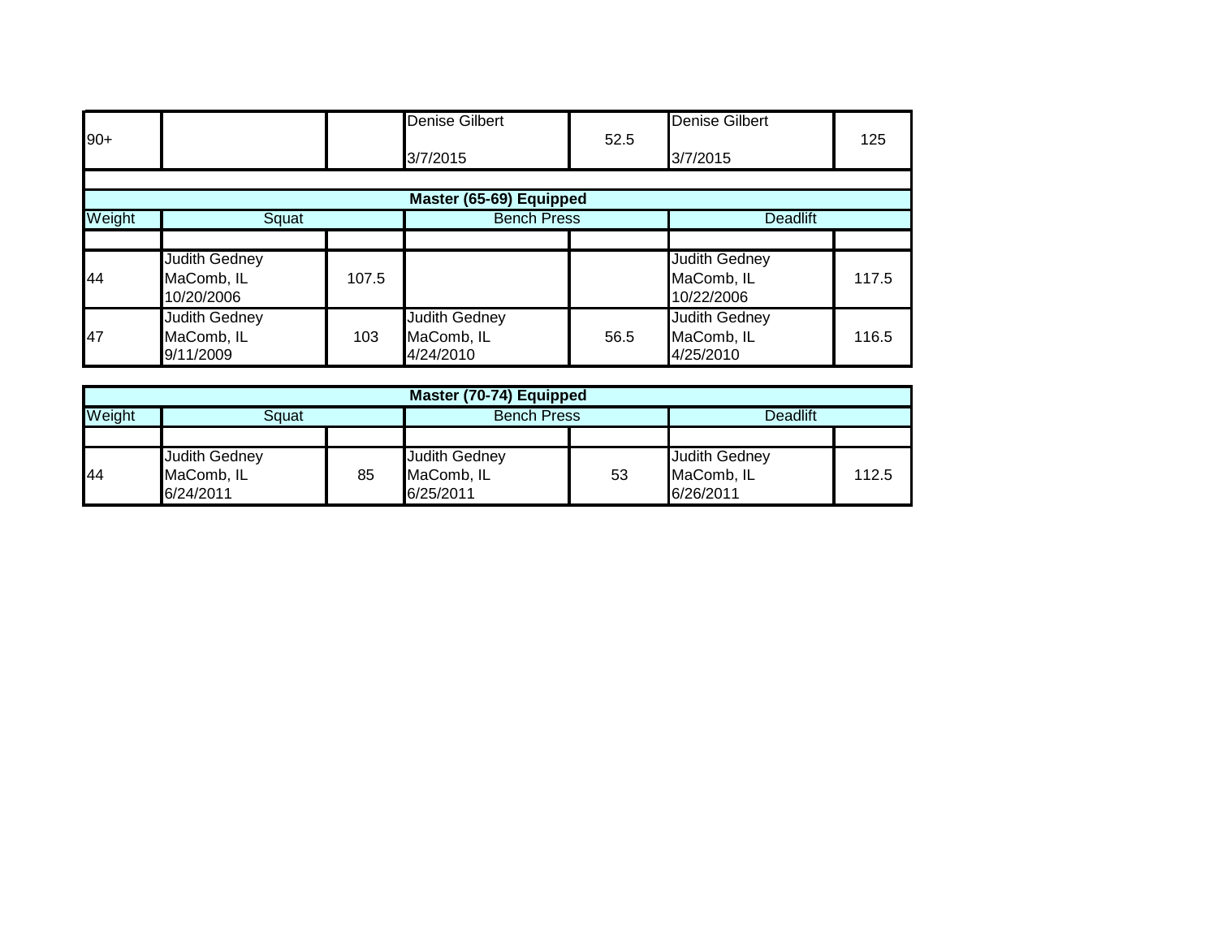| | | | | | | |
|---|---|---|---|---|---|---|
| 90+ | | | Denise Gilbert<br><br>3/7/2015 | 52.5 | Denise Gilbert<br><br>3/7/2015 | 125 |

**Master (65-69) Equipped**

| Weight | Squat | | Bench Press | | Deadlift | |
|---|---|---|---|---|---|---|
| | | | | | | |
| 44 | Judith Gedney<br>MaComb, IL<br>10/20/2006 | 107.5 | | | Judith Gedney<br>MaComb, IL<br>10/22/2006 | 117.5 |
| 47 | Judith Gedney<br>MaComb, IL<br>9/11/2009 | 103 | Judith Gedney<br>MaComb, IL<br>4/24/2010 | 56.5 | Judith Gedney<br>MaComb, IL<br>4/25/2010 | 116.5 |

**Master (70-74) Equipped**

| Weight | Squat | | Bench Press | | Deadlift | |
|---|---|---|---|---|---|---|
| | | | | | | |
| 44 | Judith Gedney<br>MaComb, IL<br>6/24/2011 | 85 | Judith Gedney<br>MaComb, IL<br>6/25/2011 | 53 | Judith Gedney<br>MaComb, IL<br>6/26/2011 | 112.5 |